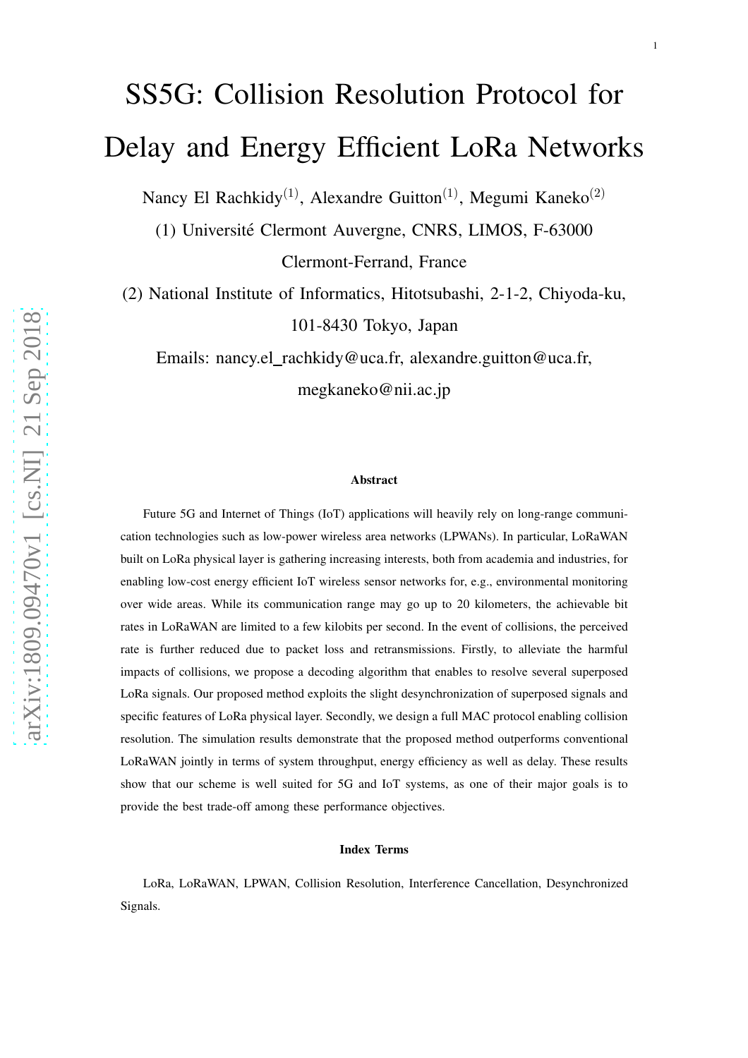# SS5G: Collision Resolution Protocol for Delay and Energy Efficient LoRa Networks

Nancy El Rachkidy[(1)], Alexandre Guitton[(1)], Megumi Kaneko[(2)]

(1) Université Clermont Auvergne, CNRS, LIMOS, F-63000 Clermont-Ferrand, France

(2) National Institute of Informatics, Hitotsubashi, 2-1-2, Chiyoda-ku, 101-8430 Tokyo, Japan

Emails: nancy.el_rachkidy@uca.fr, alexandre.guitton@uca.fr, megkaneko@nii.ac.jp

### Abstract

Future 5G and Internet of Things (IoT) applications will heavily rely on long-range communication technologies such as low-power wireless area networks (LPWANs). In particular, LoRaWAN built on LoRa physical layer is gathering increasing interests, both from academia and industries, for enabling low-cost energy efficient IoT wireless sensor networks for, e.g., environmental monitoring over wide areas. While its communication range may go up to 20 kilometers, the achievable bit rates in LoRaWAN are limited to a few kilobits per second. In the event of collisions, the perceived rate is further reduced due to packet loss and retransmissions. Firstly, to alleviate the harmful impacts of collisions, we propose a decoding algorithm that enables to resolve several superposed LoRa signals. Our proposed method exploits the slight desynchronization of superposed signals and specific features of LoRa physical layer. Secondly, we design a full MAC protocol enabling collision resolution. The simulation results demonstrate that the proposed method outperforms conventional LoRaWAN jointly in terms of system throughput, energy efficiency as well as delay. These results show that our scheme is well suited for 5G and IoT systems, as one of their major goals is to provide the best trade-off among these performance objectives.

### Index Terms

LoRa, LoRaWAN, LPWAN, Collision Resolution, Interference Cancellation, Desynchronized Signals.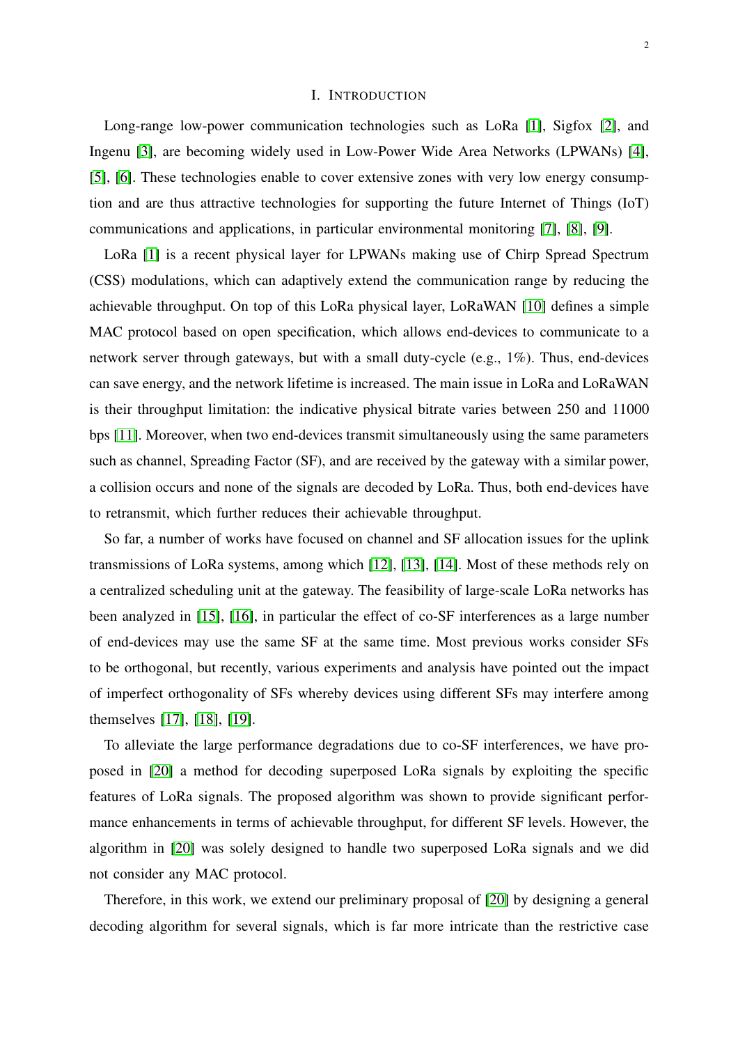# I. INTRODUCTION

Long-range low-power communication technologies such as LoRa [1], Sigfox [2], and Ingenu [3], are becoming widely used in Low-Power Wide Area Networks (LPWANs) [4], [5], [6]. These technologies enable to cover extensive zones with very low energy consumption and are thus attractive technologies for supporting the future Internet of Things (IoT) communications and applications, in particular environmental monitoring [7], [8], [9].

LoRa [1] is a recent physical layer for LPWANs making use of Chirp Spread Spectrum (CSS) modulations, which can adaptively extend the communication range by reducing the achievable throughput. On top of this LoRa physical layer, LoRaWAN [10] defines a simple MAC protocol based on open specification, which allows end-devices to communicate to a network server through gateways, but with a small duty-cycle (e.g., 1%). Thus, end-devices can save energy, and the network lifetime is increased. The main issue in LoRa and LoRaWAN is their throughput limitation: the indicative physical bitrate varies between 250 and 11000 bps [11]. Moreover, when two end-devices transmit simultaneously using the same parameters such as channel, Spreading Factor (SF), and are received by the gateway with a similar power, a collision occurs and none of the signals are decoded by LoRa. Thus, both end-devices have to retransmit, which further reduces their achievable throughput.

So far, a number of works have focused on channel and SF allocation issues for the uplink transmissions of LoRa systems, among which [12], [13], [14]. Most of these methods rely on a centralized scheduling unit at the gateway. The feasibility of large-scale LoRa networks has been analyzed in [15], [16], in particular the effect of co-SF interferences as a large number of end-devices may use the same SF at the same time. Most previous works consider SFs to be orthogonal, but recently, various experiments and analysis have pointed out the impact of imperfect orthogonality of SFs whereby devices using different SFs may interfere among themselves [17], [18], [19].

To alleviate the large performance degradations due to co-SF interferences, we have proposed in [20] a method for decoding superposed LoRa signals by exploiting the specific features of LoRa signals. The proposed algorithm was shown to provide significant performance enhancements in terms of achievable throughput, for different SF levels. However, the algorithm in [20] was solely designed to handle two superposed LoRa signals and we did not consider any MAC protocol.

Therefore, in this work, we extend our preliminary proposal of [20] by designing a general decoding algorithm for several signals, which is far more intricate than the restrictive case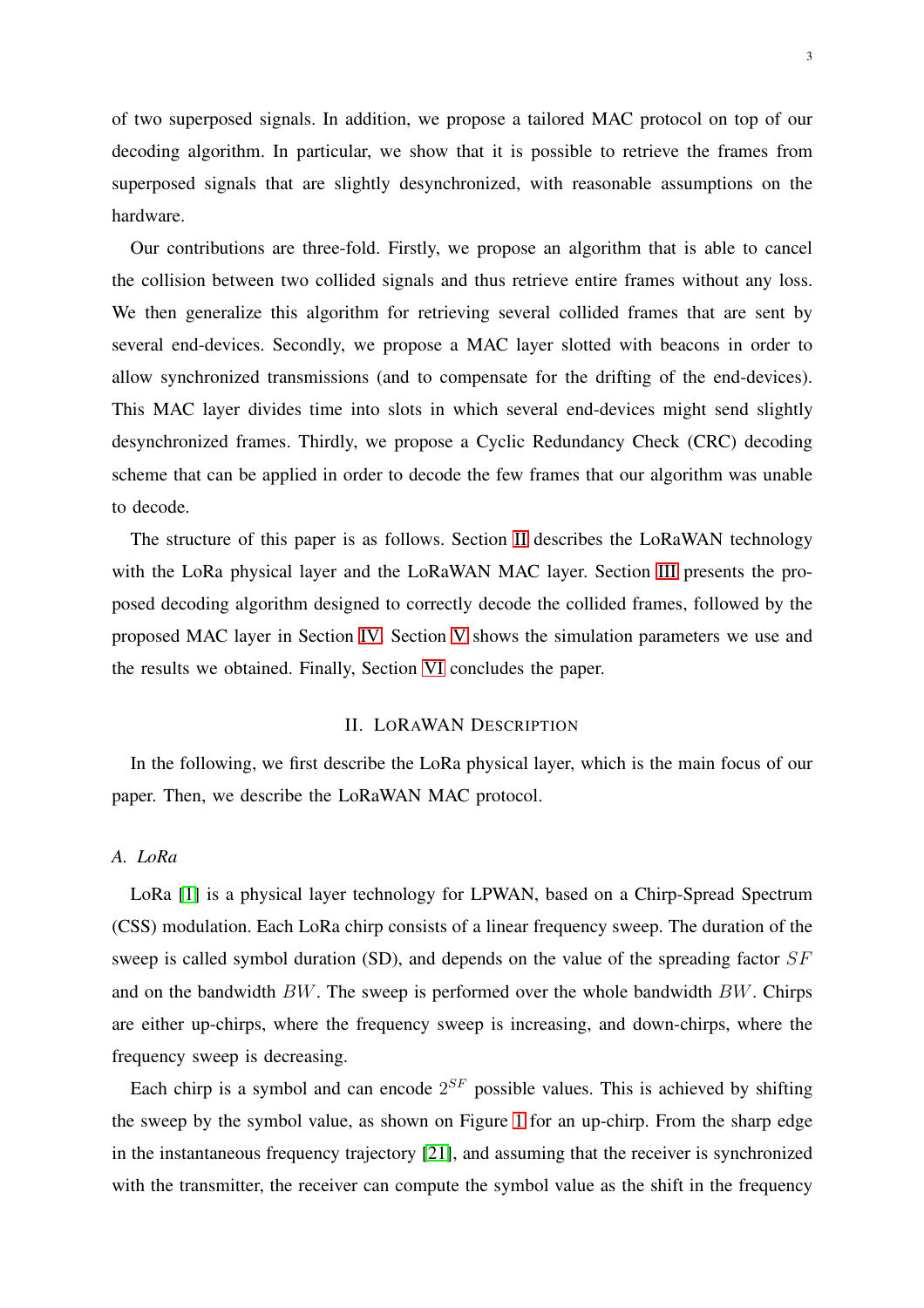of two superposed signals. In addition, we propose a tailored MAC protocol on top of our decoding algorithm. In particular, we show that it is possible to retrieve the frames from superposed signals that are slightly desynchronized, with reasonable assumptions on the hardware.

Our contributions are three-fold. Firstly, we propose an algorithm that is able to cancel the collision between two collided signals and thus retrieve entire frames without any loss. We then generalize this algorithm for retrieving several collided frames that are sent by several end-devices. Secondly, we propose a MAC layer slotted with beacons in order to allow synchronized transmissions (and to compensate for the drifting of the end-devices). This MAC layer divides time into slots in which several end-devices might send slightly desynchronized frames. Thirdly, we propose a Cyclic Redundancy Check (CRC) decoding scheme that can be applied in order to decode the few frames that our algorithm was unable to decode.

The structure of this paper is as follows. Section II describes the LoRaWAN technology with the LoRa physical layer and the LoRaWAN MAC layer. Section III presents the proposed decoding algorithm designed to correctly decode the collided frames, followed by the proposed MAC layer in Section IV. Section V shows the simulation parameters we use and the results we obtained. Finally, Section VI concludes the paper.

## II. LoRaWAN Description

In the following, we first describe the LoRa physical layer, which is the main focus of our paper. Then, we describe the LoRaWAN MAC protocol.

### A. LoRa

LoRa [1] is a physical layer technology for LPWAN, based on a Chirp-Spread Spectrum (CSS) modulation. Each LoRa chirp consists of a linear frequency sweep. The duration of the sweep is called symbol duration (SD), and depends on the value of the spreading factor $SF$ and on the bandwidth $BW$. The sweep is performed over the whole bandwidth $BW$. Chirps are either up-chirps, where the frequency sweep is increasing, and down-chirps, where the frequency sweep is decreasing.

Each chirp is a symbol and can encode $2^{SF}$ possible values. This is achieved by shifting the sweep by the symbol value, as shown on Figure 1 for an up-chirp. From the sharp edge in the instantaneous frequency trajectory [21], and assuming that the receiver is synchronized with the transmitter, the receiver can compute the symbol value as the shift in the frequency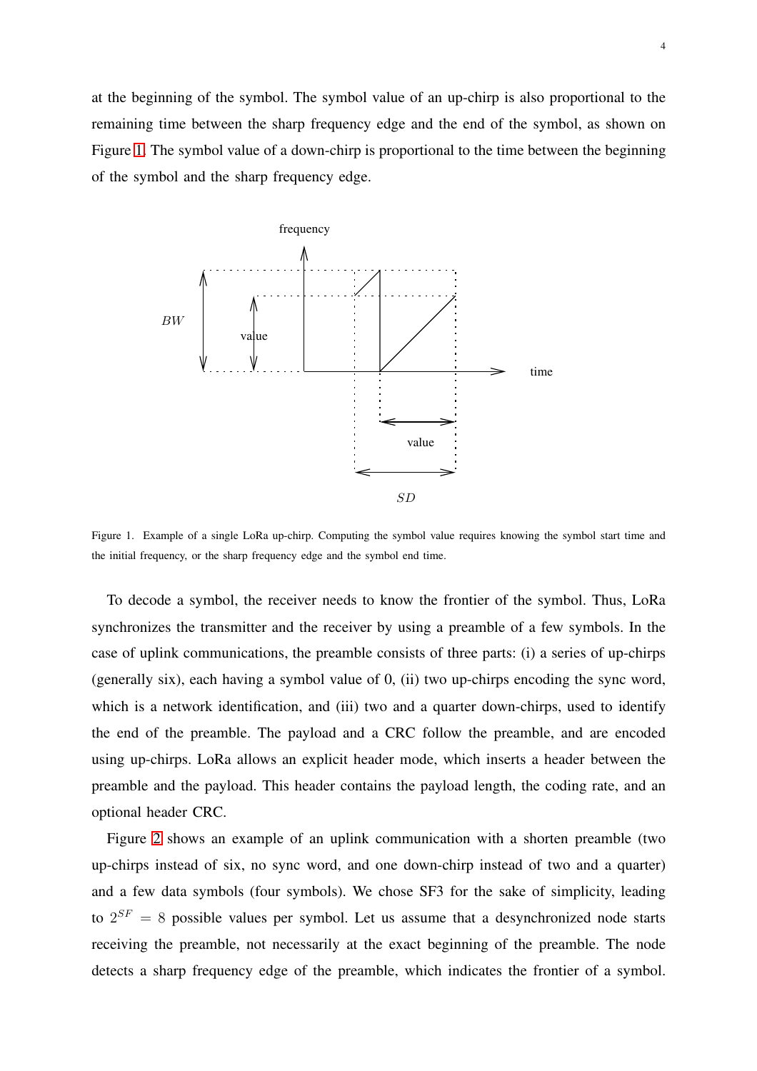at the beginning of the symbol. The symbol value of an up-chirp is also proportional to the remaining time between the sharp frequency edge and the end of the symbol, as shown on Figure 1. The symbol value of a down-chirp is proportional to the time between the beginning of the symbol and the sharp frequency edge.

Figure 1. Example of a single LoRa up-chirp. Computing the symbol value requires knowing the symbol start time and the initial frequency, or the sharp frequency edge and the symbol end time.

To decode a symbol, the receiver needs to know the frontier of the symbol. Thus, LoRa synchronizes the transmitter and the receiver by using a preamble of a few symbols. In the case of uplink communications, the preamble consists of three parts: (i) a series of up-chirps (generally six), each having a symbol value of 0, (ii) two up-chirps encoding the sync word, which is a network identification, and (iii) two and a quarter down-chirps, used to identify the end of the preamble. The payload and a CRC follow the preamble, and are encoded using up-chirps. LoRa allows an explicit header mode, which inserts a header between the preamble and the payload. This header contains the payload length, the coding rate, and an optional header CRC.

Figure 2 shows an example of an uplink communication with a shorten preamble (two up-chirps instead of six, no sync word, and one down-chirp instead of two and a quarter) and a few data symbols (four symbols). We chose SF3 for the sake of simplicity, leading to $2^{SF} = 8$ possible values per symbol. Let us assume that a desynchronized node starts receiving the preamble, not necessarily at the exact beginning of the preamble. The node detects a sharp frequency edge of the preamble, which indicates the frontier of a symbol.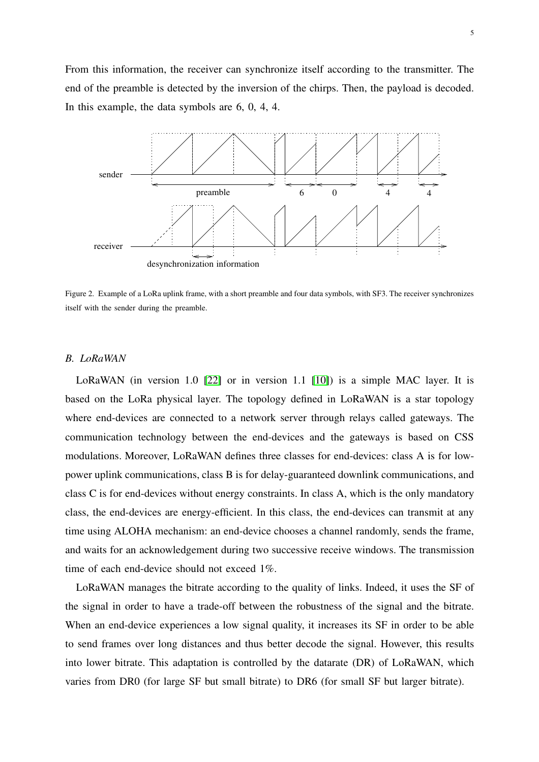From this information, the receiver can synchronize itself according to the transmitter. The end of the preamble is detected by the inversion of the chirps. Then, the payload is decoded. In this example, the data symbols are 6, 0, 4, 4.

Figure 2. Example of a LoRa uplink frame, with a short preamble and four data symbols, with SF3. The receiver synchronizes itself with the sender during the preamble.

### *B. LoRaWAN*

LoRaWAN (in version 1.0 [22] or in version 1.1 [10]) is a simple MAC layer. It is based on the LoRa physical layer. The topology defined in LoRaWAN is a star topology where end-devices are connected to a network server through relays called gateways. The communication technology between the end-devices and the gateways is based on CSS modulations. Moreover, LoRaWAN defines three classes for end-devices: class A is for low-power uplink communications, class B is for delay-guaranteed downlink communications, and class C is for end-devices without energy constraints. In class A, which is the only mandatory class, the end-devices are energy-efficient. In this class, the end-devices can transmit at any time using ALOHA mechanism: an end-device chooses a channel randomly, sends the frame, and waits for an acknowledgement during two successive receive windows. The transmission time of each end-device should not exceed 1%.

LoRaWAN manages the bitrate according to the quality of links. Indeed, it uses the SF of the signal in order to have a trade-off between the robustness of the signal and the bitrate. When an end-device experiences a low signal quality, it increases its SF in order to be able to send frames over long distances and thus better decode the signal. However, this results into lower bitrate. This adaptation is controlled by the datarate (DR) of LoRaWAN, which varies from DR0 (for large SF but small bitrate) to DR6 (for small SF but larger bitrate).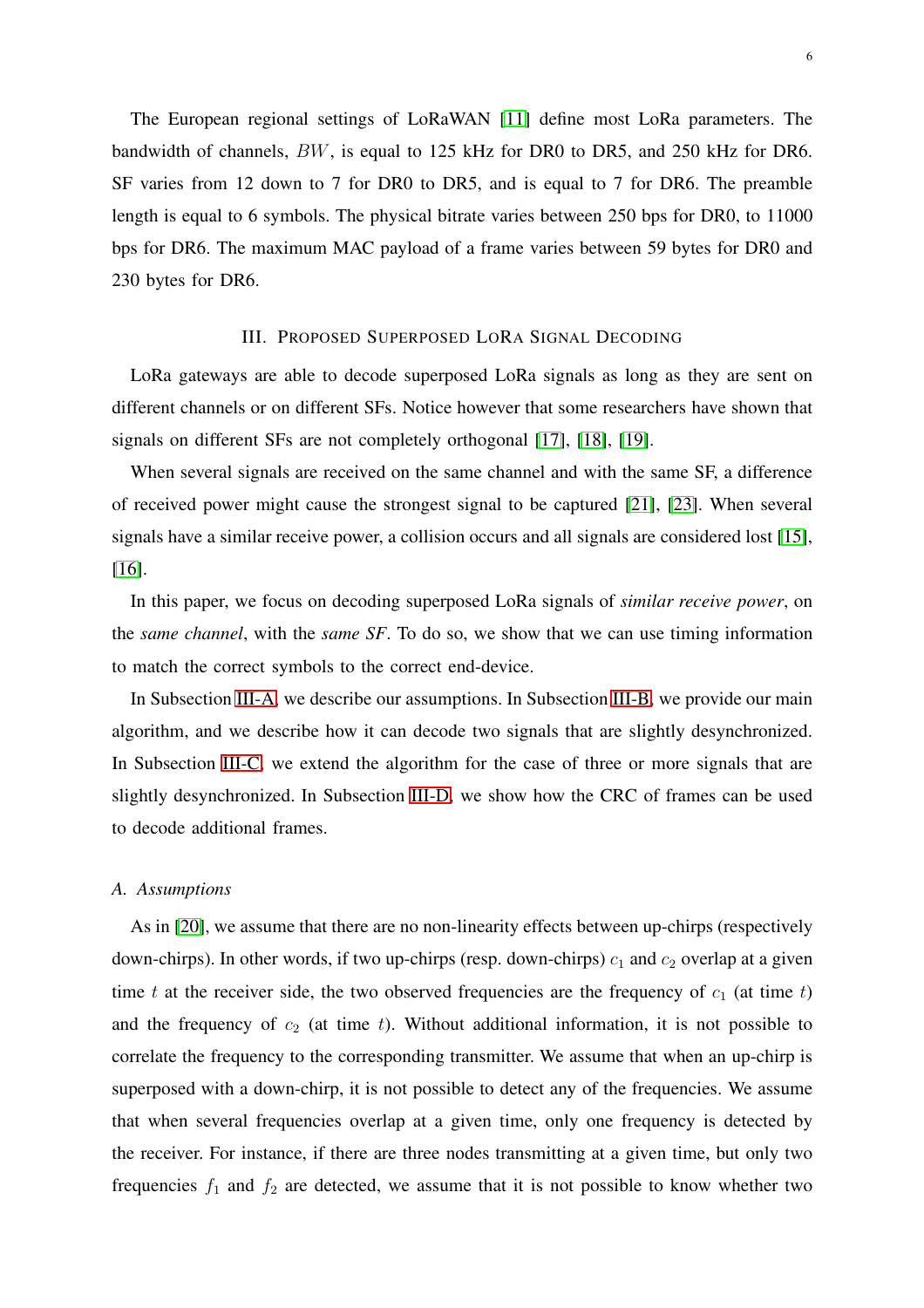The European regional settings of LoRaWAN [11] define most LoRa parameters. The bandwidth of channels, $BW$, is equal to 125 kHz for DR0 to DR5, and 250 kHz for DR6. SF varies from 12 down to 7 for DR0 to DR5, and is equal to 7 for DR6. The preamble length is equal to 6 symbols. The physical bitrate varies between 250 bps for DR0, to 11000 bps for DR6. The maximum MAC payload of a frame varies between 59 bytes for DR0 and 230 bytes for DR6.

## III. Proposed Superposed LoRa Signal Decoding

LoRa gateways are able to decode superposed LoRa signals as long as they are sent on different channels or on different SFs. Notice however that some researchers have shown that signals on different SFs are not completely orthogonal [17], [18], [19].

When several signals are received on the same channel and with the same SF, a difference of received power might cause the strongest signal to be captured [21], [23]. When several signals have a similar receive power, a collision occurs and all signals are considered lost [15], [16].

In this paper, we focus on decoding superposed LoRa signals of *similar receive power*, on the *same channel*, with the *same SF*. To do so, we show that we can use timing information to match the correct symbols to the correct end-device.

In Subsection III-A, we describe our assumptions. In Subsection III-B, we provide our main algorithm, and we describe how it can decode two signals that are slightly desynchronized. In Subsection III-C, we extend the algorithm for the case of three or more signals that are slightly desynchronized. In Subsection III-D, we show how the CRC of frames can be used to decode additional frames.

### A. Assumptions

As in [20], we assume that there are no non-linearity effects between up-chirps (respectively down-chirps). In other words, if two up-chirps (resp. down-chirps) $c_1$ and $c_2$ overlap at a given time $t$ at the receiver side, the two observed frequencies are the frequency of $c_1$ (at time $t$) and the frequency of $c_2$ (at time $t$). Without additional information, it is not possible to correlate the frequency to the corresponding transmitter. We assume that when an up-chirp is superposed with a down-chirp, it is not possible to detect any of the frequencies. We assume that when several frequencies overlap at a given time, only one frequency is detected by the receiver. For instance, if there are three nodes transmitting at a given time, but only two frequencies $f_1$ and $f_2$ are detected, we assume that it is not possible to know whether two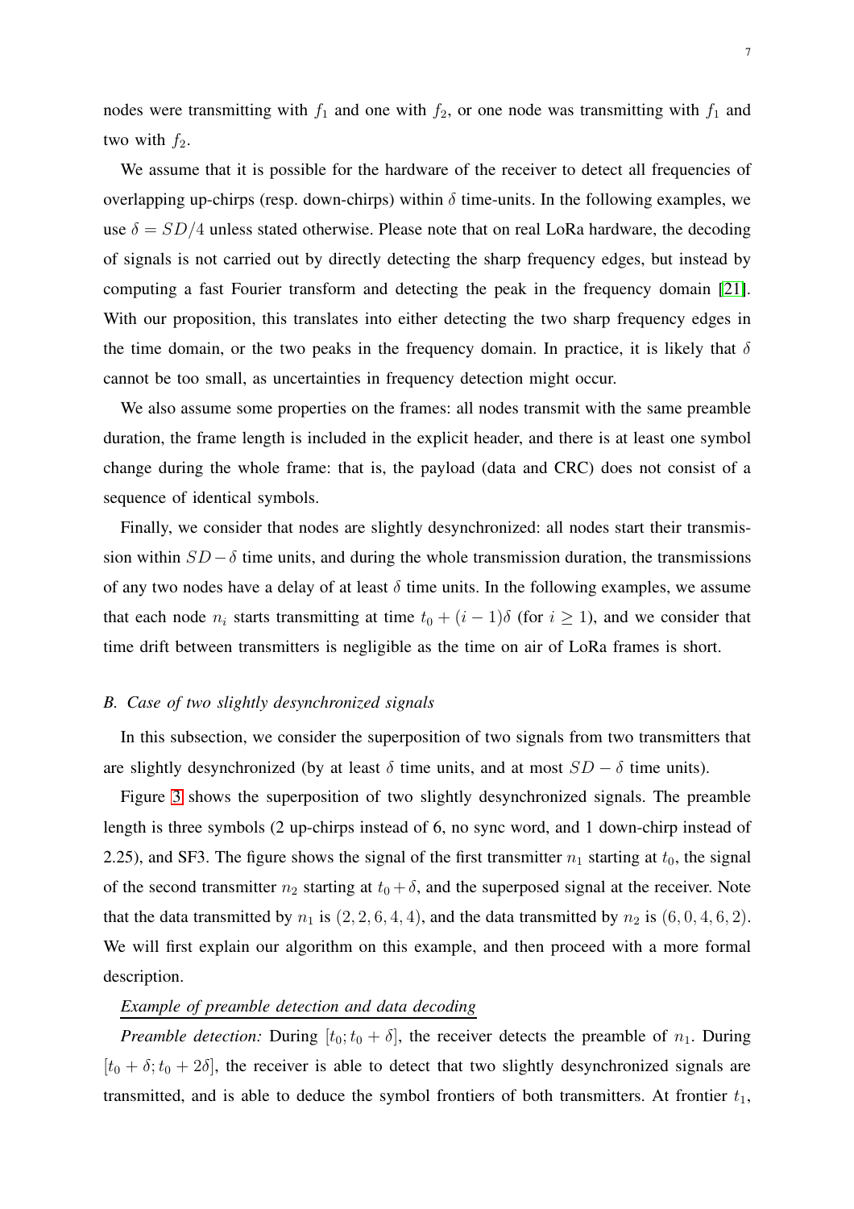nodes were transmitting with $f_1$ and one with $f_2$, or one node was transmitting with $f_1$ and two with $f_2$.

We assume that it is possible for the hardware of the receiver to detect all frequencies of overlapping up-chirps (resp. down-chirps) within $\delta$ time-units. In the following examples, we use $\delta = SD/4$ unless stated otherwise. Please note that on real LoRa hardware, the decoding of signals is not carried out by directly detecting the sharp frequency edges, but instead by computing a fast Fourier transform and detecting the peak in the frequency domain [21]. With our proposition, this translates into either detecting the two sharp frequency edges in the time domain, or the two peaks in the frequency domain. In practice, it is likely that $\delta$ cannot be too small, as uncertainties in frequency detection might occur.

We also assume some properties on the frames: all nodes transmit with the same preamble duration, the frame length is included in the explicit header, and there is at least one symbol change during the whole frame: that is, the payload (data and CRC) does not consist of a sequence of identical symbols.

Finally, we consider that nodes are slightly desynchronized: all nodes start their transmission within $SD - \delta$ time units, and during the whole transmission duration, the transmissions of any two nodes have a delay of at least $\delta$ time units. In the following examples, we assume that each node $n_i$ starts transmitting at time $t_0 + (i-1)\delta$ (for $i \geq 1$), and we consider that time drift between transmitters is negligible as the time on air of LoRa frames is short.

### B. Case of two slightly desynchronized signals

In this subsection, we consider the superposition of two signals from two transmitters that are slightly desynchronized (by at least $\delta$ time units, and at most $SD - \delta$ time units).

Figure 3 shows the superposition of two slightly desynchronized signals. The preamble length is three symbols (2 up-chirps instead of 6, no sync word, and 1 down-chirp instead of 2.25), and SF3. The figure shows the signal of the first transmitter $n_1$ starting at $t_0$, the signal of the second transmitter $n_2$ starting at $t_0 + \delta$, and the superposed signal at the receiver. Note that the data transmitted by $n_1$ is $(2, 2, 6, 4, 4)$, and the data transmitted by $n_2$ is $(6, 0, 4, 6, 2)$. We will first explain our algorithm on this example, and then proceed with a more formal description.

#### Example of preamble detection and data decoding

*Preamble detection:* During $[t_0; t_0 + \delta]$, the receiver detects the preamble of $n_1$. During $[t_0 + \delta; t_0 + 2\delta]$, the receiver is able to detect that two slightly desynchronized signals are transmitted, and is able to deduce the symbol frontiers of both transmitters. At frontier $t_1$,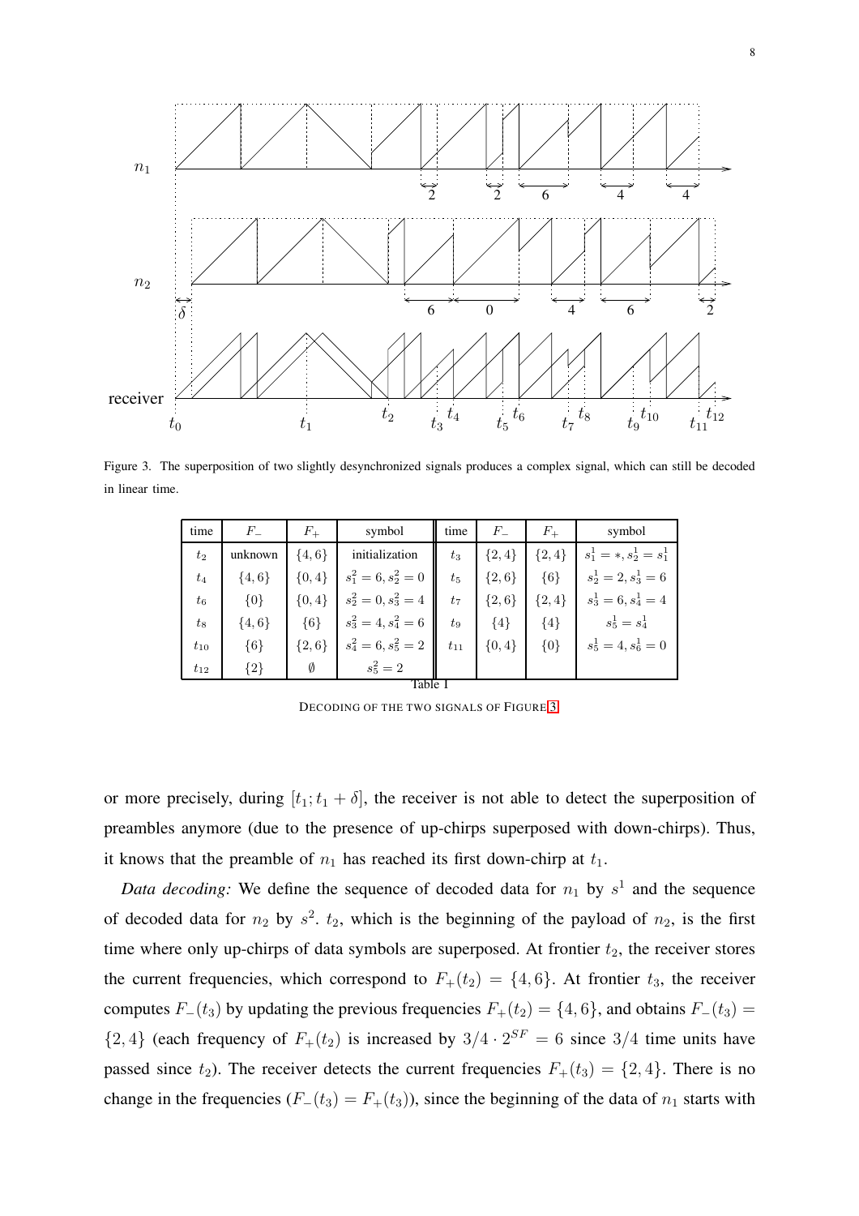Figure 3. The superposition of two slightly desynchronized signals produces a complex signal, which can still be decoded in linear time.

| time | $F_-$ | $F_+$ | symbol | time | $F_-$ | $F_+$ | symbol |
|---|---|---|---|---|---|---|---|
| $t_2$ | unknown | $\{4,6\}$ | initialization | $t_3$ | $\{2,4\}$ | $\{2,4\}$ | $s_1^1 = *, s_2^1 = s_1^1$ |
| $t_4$ | $\{4,6\}$ | $\{0,4\}$ | $s_1^2 = 6, s_2^2 = 0$ | $t_5$ | $\{2,6\}$ | $\{6\}$ | $s_2^1 = 2, s_3^1 = 6$ |
| $t_6$ | $\{0\}$ | $\{0,4\}$ | $s_2^2 = 0, s_3^2 = 4$ | $t_7$ | $\{2,6\}$ | $\{2,4\}$ | $s_3^1 = 6, s_4^1 = 4$ |
| $t_8$ | $\{4,6\}$ | $\{6\}$ | $s_3^2 = 4, s_4^2 = 6$ | $t_9$ | $\{4\}$ | $\{4\}$ | $s_5^1 = s_4^1$ |
| $t_{10}$ | $\{6\}$ | $\{2,6\}$ | $s_4^2 = 6, s_5^2 = 2$ | $t_{11}$ | $\{0,4\}$ | $\{0\}$ | $s_5^1 = 4, s_6^1 = 0$ |
| $t_{12}$ | $\{2\}$ | $\emptyset$ | $s_5^2 = 2$ | | | | |

Table I

DECODING OF THE TWO SIGNALS OF FIGURE 3

or more precisely, during $[t_1; t_1 + \delta]$, the receiver is not able to detect the superposition of preambles anymore (due to the presence of up-chirps superposed with down-chirps). Thus, it knows that the preamble of $n_1$ has reached its first down-chirp at $t_1$.

*Data decoding:* We define the sequence of decoded data for $n_1$ by $s^1$ and the sequence of decoded data for $n_2$ by $s^2$. $t_2$, which is the beginning of the payload of $n_2$, is the first time where only up-chirps of data symbols are superposed. At frontier $t_2$, the receiver stores the current frequencies, which correspond to $F_+(t_2) = \{4, 6\}$. At frontier $t_3$, the receiver computes $F_-(t_3)$ by updating the previous frequencies $F_+(t_2) = \{4, 6\}$, and obtains $F_-(t_3) = \{2, 4\}$ (each frequency of $F_+(t_2)$ is increased by $3/4 \cdot 2^{SF} = 6$ since $3/4$ time units have passed since $t_2$). The receiver detects the current frequencies $F_+(t_3) = \{2, 4\}$. There is no change in the frequencies ($F_-(t_3) = F_+(t_3)$), since the beginning of the data of $n_1$ starts with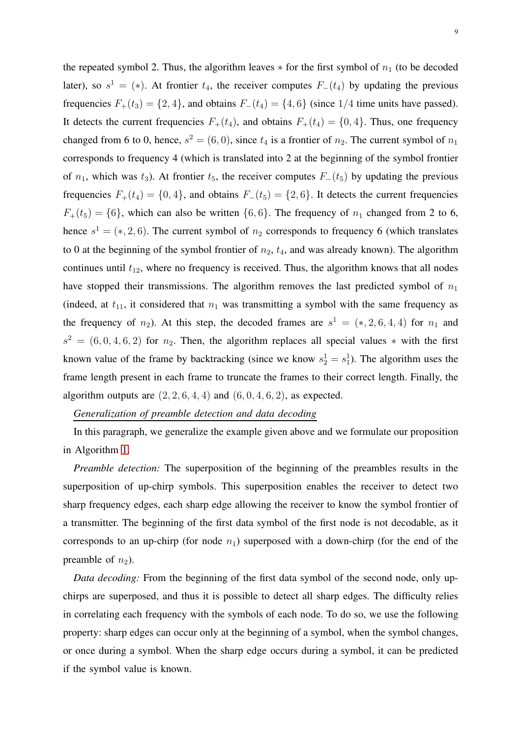the repeated symbol 2. Thus, the algorithm leaves $*$ for the first symbol of $n_1$ (to be decoded later), so $s^1 = (*)$. At frontier $t_4$, the receiver computes $F_-(t_4)$ by updating the previous frequencies $F_+(t_3) = \{2, 4\}$, and obtains $F_-(t_4) = \{4, 6\}$ (since $1/4$ time units have passed). It detects the current frequencies $F_+(t_4)$, and obtains $F_+(t_4) = \{0, 4\}$. Thus, one frequency changed from 6 to 0, hence, $s^2 = (6, 0)$, since $t_4$ is a frontier of $n_2$. The current symbol of $n_1$ corresponds to frequency 4 (which is translated into 2 at the beginning of the symbol frontier of $n_1$, which was $t_3$). At frontier $t_5$, the receiver computes $F_-(t_5)$ by updating the previous frequencies $F_+(t_4) = \{0, 4\}$, and obtains $F_-(t_5) = \{2, 6\}$. It detects the current frequencies $F_+(t_5) = \{6\}$, which can also be written $\{6, 6\}$. The frequency of $n_1$ changed from 2 to 6, hence $s^1 = (*, 2, 6)$. The current symbol of $n_2$ corresponds to frequency 6 (which translates to 0 at the beginning of the symbol frontier of $n_2$, $t_4$, and was already known). The algorithm continues until $t_{12}$, where no frequency is received. Thus, the algorithm knows that all nodes have stopped their transmissions. The algorithm removes the last predicted symbol of $n_1$ (indeed, at $t_{11}$, it considered that $n_1$ was transmitting a symbol with the same frequency as the frequency of $n_2$). At this step, the decoded frames are $s^1 = (*, 2, 6, 4, 4)$ for $n_1$ and $s^2 = (6, 0, 4, 6, 2)$ for $n_2$. Then, the algorithm replaces all special values $*$ with the first known value of the frame by backtracking (since we know $s^1_2 = s^1_1$). The algorithm uses the frame length present in each frame to truncate the frames to their correct length. Finally, the algorithm outputs are $(2, 2, 6, 4, 4)$ and $(6, 0, 4, 6, 2)$, as expected.

*Generalization of preamble detection and data decoding*

In this paragraph, we generalize the example given above and we formulate our proposition in Algorithm 1.

*Preamble detection:* The superposition of the beginning of the preambles results in the superposition of up-chirp symbols. This superposition enables the receiver to detect two sharp frequency edges, each sharp edge allowing the receiver to know the symbol frontier of a transmitter. The beginning of the first data symbol of the first node is not decodable, as it corresponds to an up-chirp (for node $n_1$) superposed with a down-chirp (for the end of the preamble of $n_2$).

*Data decoding:* From the beginning of the first data symbol of the second node, only up-chirps are superposed, and thus it is possible to detect all sharp edges. The difficulty relies in correlating each frequency with the symbols of each node. To do so, we use the following property: sharp edges can occur only at the beginning of a symbol, when the symbol changes, or once during a symbol. When the sharp edge occurs during a symbol, it can be predicted if the symbol value is known.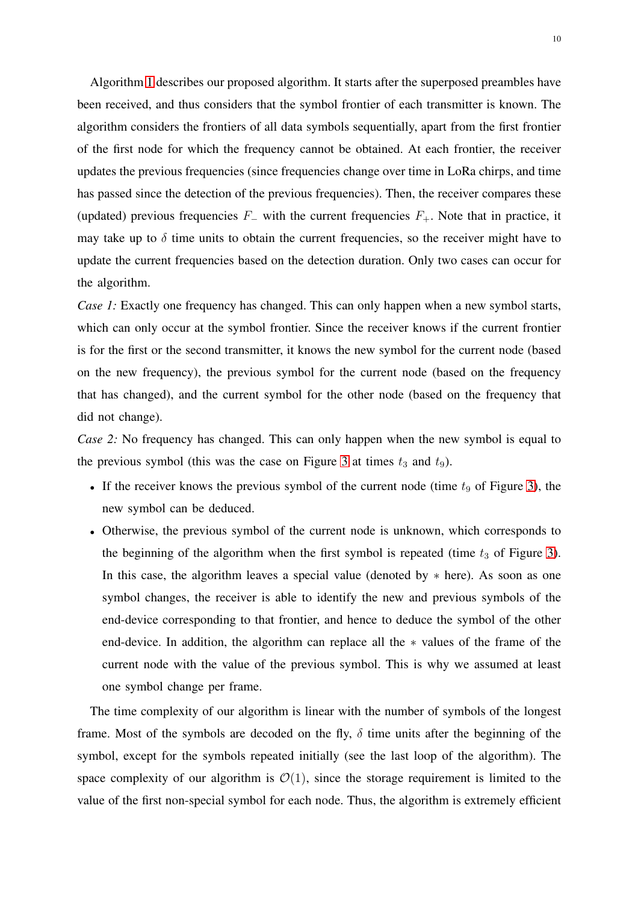Algorithm 1 describes our proposed algorithm. It starts after the superposed preambles have been received, and thus considers that the symbol frontier of each transmitter is known. The algorithm considers the frontiers of all data symbols sequentially, apart from the first frontier of the first node for which the frequency cannot be obtained. At each frontier, the receiver updates the previous frequencies (since frequencies change over time in LoRa chirps, and time has passed since the detection of the previous frequencies). Then, the receiver compares these (updated) previous frequencies $F_{-}$ with the current frequencies $F_{+}$. Note that in practice, it may take up to $\delta$ time units to obtain the current frequencies, so the receiver might have to update the current frequencies based on the detection duration. Only two cases can occur for the algorithm.

*Case 1:* Exactly one frequency has changed. This can only happen when a new symbol starts, which can only occur at the symbol frontier. Since the receiver knows if the current frontier is for the first or the second transmitter, it knows the new symbol for the current node (based on the new frequency), the previous symbol for the current node (based on the frequency that has changed), and the current symbol for the other node (based on the frequency that did not change).

*Case 2:* No frequency has changed. This can only happen when the new symbol is equal to the previous symbol (this was the case on Figure 3 at times $t_3$ and $t_9$).

- If the receiver knows the previous symbol of the current node (time $t_9$ of Figure 3), the new symbol can be deduced.
- Otherwise, the previous symbol of the current node is unknown, which corresponds to the beginning of the algorithm when the first symbol is repeated (time $t_3$ of Figure 3). In this case, the algorithm leaves a special value (denoted by $*$ here). As soon as one symbol changes, the receiver is able to identify the new and previous symbols of the end-device corresponding to that frontier, and hence to deduce the symbol of the other end-device. In addition, the algorithm can replace all the $*$ values of the frame of the current node with the value of the previous symbol. This is why we assumed at least one symbol change per frame.

The time complexity of our algorithm is linear with the number of symbols of the longest frame. Most of the symbols are decoded on the fly, $\delta$ time units after the beginning of the symbol, except for the symbols repeated initially (see the last loop of the algorithm). The space complexity of our algorithm is $\mathcal{O}(1)$, since the storage requirement is limited to the value of the first non-special symbol for each node. Thus, the algorithm is extremely efficient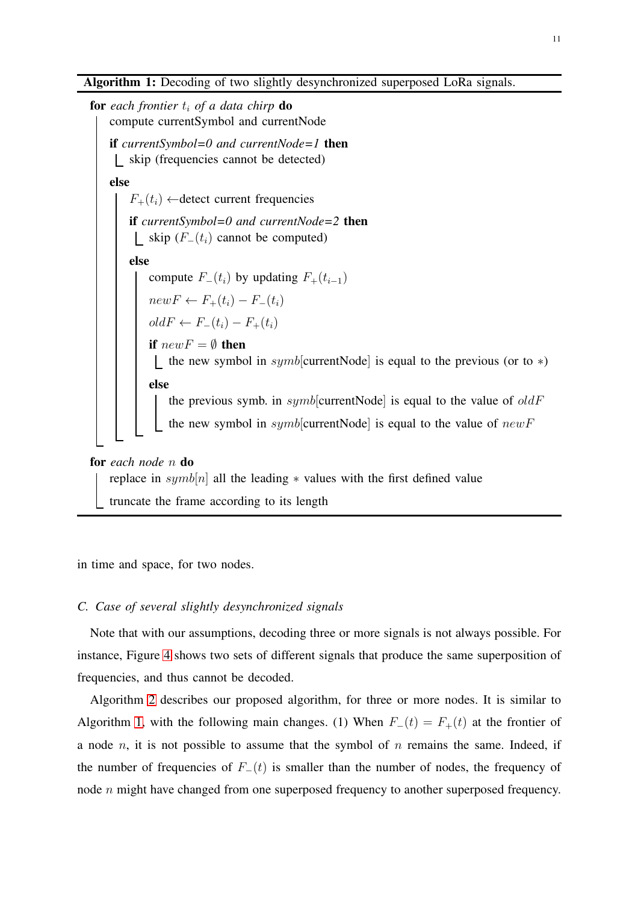**Algorithm 1:** Decoding of two slightly desynchronized superposed LoRa signals.

```
for each frontier t_i of a data chirp do
    compute currentSymbol and currentNode
    if currentSymbol=0 and currentNode=1 then
        skip (frequencies cannot be detected)
    else
        F_+(t_i) ←detect current frequencies
        if currentSymbol=0 and currentNode=2 then
            skip (F_−(t_i) cannot be computed)
        else
            compute F_−(t_i) by updating F_+(t_{i−1})
            newF ← F_+(t_i) − F_−(t_i)
            oldF ← F_−(t_i) − F_+(t_i)
            if newF = ∅ then
                the new symbol in symb[currentNode] is equal to the previous (or to ∗)
            else
                the previous symb. in symb[currentNode] is equal to the value of oldF
                the new symbol in symb[currentNode] is equal to the value of newF
for each node n do
    replace in symb[n] all the leading ∗ values with the first defined value
    truncate the frame according to its length
```

in time and space, for two nodes.

### C. Case of several slightly desynchronized signals

Note that with our assumptions, decoding three or more signals is not always possible. For instance, Figure 4 shows two sets of different signals that produce the same superposition of frequencies, and thus cannot be decoded.

Algorithm 2 describes our proposed algorithm, for three or more nodes. It is similar to Algorithm 1, with the following main changes. (1) When $F_-(t) = F_+(t)$ at the frontier of a node $n$, it is not possible to assume that the symbol of $n$ remains the same. Indeed, if the number of frequencies of $F_-(t)$ is smaller than the number of nodes, the frequency of node $n$ might have changed from one superposed frequency to another superposed frequency.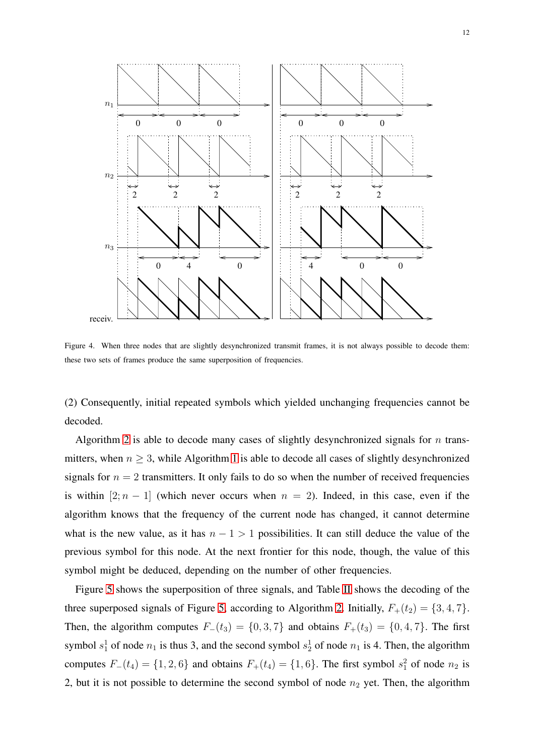Figure 4. When three nodes that are slightly desynchronized transmit frames, it is not always possible to decode them: these two sets of frames produce the same superposition of frequencies.

(2) Consequently, initial repeated symbols which yielded unchanging frequencies cannot be decoded.

Algorithm 2 is able to decode many cases of slightly desynchronized signals for $n$ transmitters, when $n \geq 3$, while Algorithm 1 is able to decode all cases of slightly desynchronized signals for $n = 2$ transmitters. It only fails to do so when the number of received frequencies is within $[2; n-1]$ (which never occurs when $n = 2$). Indeed, in this case, even if the algorithm knows that the frequency of the current node has changed, it cannot determine what is the new value, as it has $n - 1 > 1$ possibilities. It can still deduce the value of the previous symbol for this node. At the next frontier for this node, though, the value of this symbol might be deduced, depending on the number of other frequencies.

Figure 5 shows the superposition of three signals, and Table II shows the decoding of the three superposed signals of Figure 5, according to Algorithm 2. Initially, $F_+(t_2) = \{3, 4, 7\}$. Then, the algorithm computes $F_-(t_3) = \{0, 3, 7\}$ and obtains $F_+(t_3) = \{0, 4, 7\}$. The first symbol $s_1^1$ of node $n_1$ is thus 3, and the second symbol $s_2^1$ of node $n_1$ is 4. Then, the algorithm computes $F_-(t_4) = \{1, 2, 6\}$ and obtains $F_+(t_4) = \{1, 6\}$. The first symbol $s_1^2$ of node $n_2$ is 2, but it is not possible to determine the second symbol of node $n_2$ yet. Then, the algorithm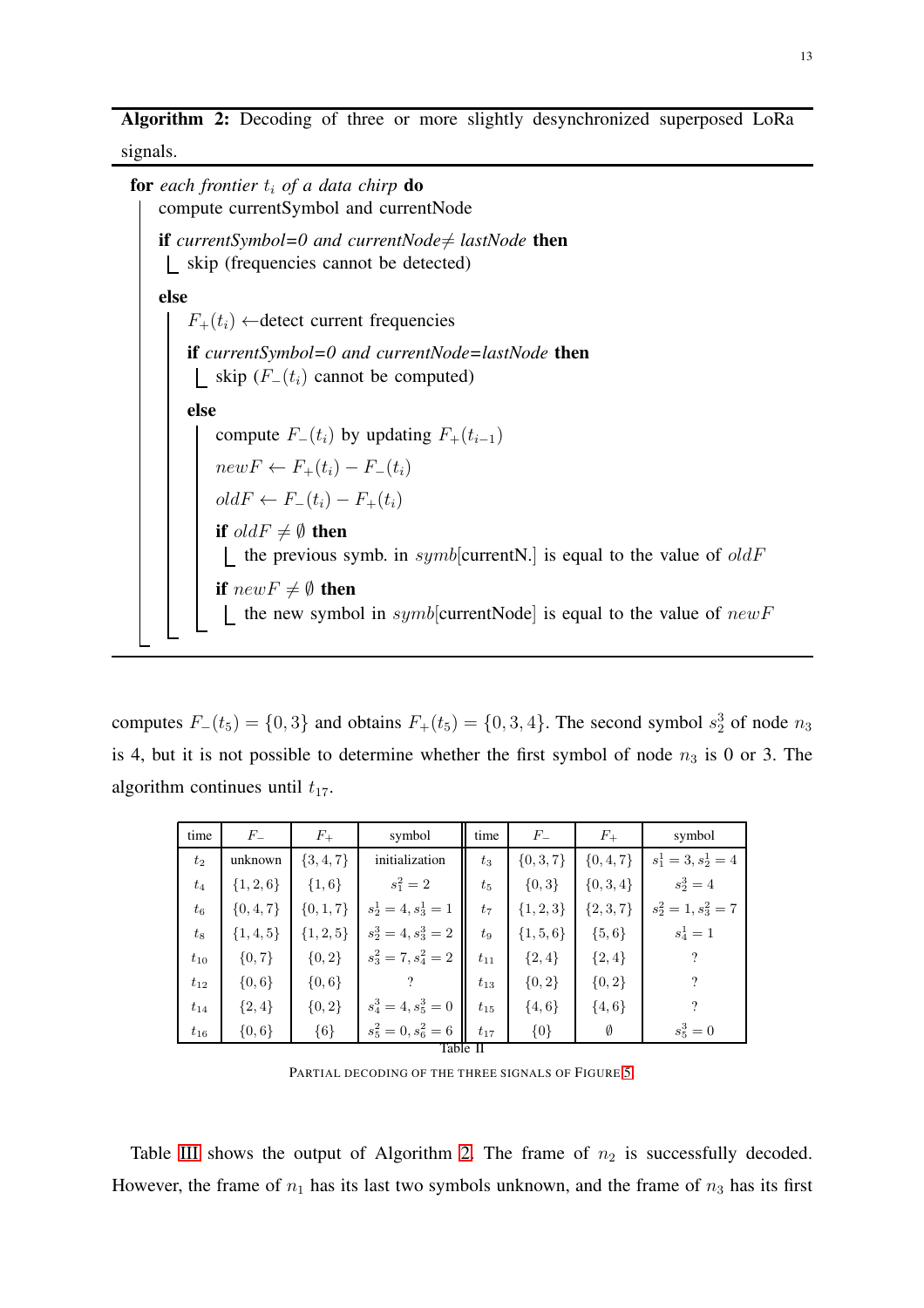**Algorithm 2:** Decoding of three or more slightly desynchronized superposed LoRa signals.

```
for each frontier t_i of a data chirp do
    compute currentSymbol and currentNode
    if currentSymbol=0 and currentNode≠ lastNode then
        skip (frequencies cannot be detected)
    else
        F_+(t_i) ←detect current frequencies
        if currentSymbol=0 and currentNode=lastNode then
            skip (F_-(t_i) cannot be computed)
        else
            compute F_-(t_i) by updating F_+(t_{i-1})
            newF ← F_+(t_i) − F_-(t_i)
            oldF ← F_-(t_i) − F_+(t_i)
            if oldF ≠ ∅ then
                the previous symb. in symb[currentN.] is equal to the value of oldF
            if newF ≠ ∅ then
                the new symbol in symb[currentNode] is equal to the value of newF
```

computes $F_-(t_5) = \{0, 3\}$ and obtains $F_+(t_5) = \{0, 3, 4\}$. The second symbol $s_2^3$ of node $n_3$ is 4, but it is not possible to determine whether the first symbol of node $n_3$ is 0 or 3. The algorithm continues until $t_{17}$.

| time | $F_-$ | $F_+$ | symbol | time | $F_-$ | $F_+$ | symbol |
|---|---|---|---|---|---|---|---|
| $t_2$ | unknown | $\{3,4,7\}$ | initialization | $t_3$ | $\{0,3,7\}$ | $\{0,4,7\}$ | $s_1^1 = 3, s_2^1 = 4$ |
| $t_4$ | $\{1,2,6\}$ | $\{1,6\}$ | $s_1^2 = 2$ | $t_5$ | $\{0,3\}$ | $\{0,3,4\}$ | $s_2^3 = 4$ |
| $t_6$ | $\{0,4,7\}$ | $\{0,1,7\}$ | $s_2^1 = 4, s_3^1 = 1$ | $t_7$ | $\{1,2,3\}$ | $\{2,3,7\}$ | $s_2^2 = 1, s_3^2 = 7$ |
| $t_8$ | $\{1,4,5\}$ | $\{1,2,5\}$ | $s_2^3 = 4, s_3^3 = 2$ | $t_9$ | $\{1,5,6\}$ | $\{5,6\}$ | $s_4^1 = 1$ |
| $t_{10}$ | $\{0,7\}$ | $\{0,2\}$ | $s_3^2 = 7, s_4^2 = 2$ | $t_{11}$ | $\{2,4\}$ | $\{2,4\}$ | ? |
| $t_{12}$ | $\{0,6\}$ | $\{0,6\}$ | ? | $t_{13}$ | $\{0,2\}$ | $\{0,2\}$ | ? |
| $t_{14}$ | $\{2,4\}$ | $\{0,2\}$ | $s_4^3 = 4, s_5^3 = 0$ | $t_{15}$ | $\{4,6\}$ | $\{4,6\}$ | ? |
| $t_{16}$ | $\{0,6\}$ | $\{6\}$ | $s_5^2 = 0, s_6^2 = 6$ | $t_{17}$ | $\{0\}$ | $\emptyset$ | $s_5^3 = 0$ |

Table II

PARTIAL DECODING OF THE THREE SIGNALS OF FIGURE 5

Table III shows the output of Algorithm 2. The frame of $n_2$ is successfully decoded. However, the frame of $n_1$ has its last two symbols unknown, and the frame of $n_3$ has its first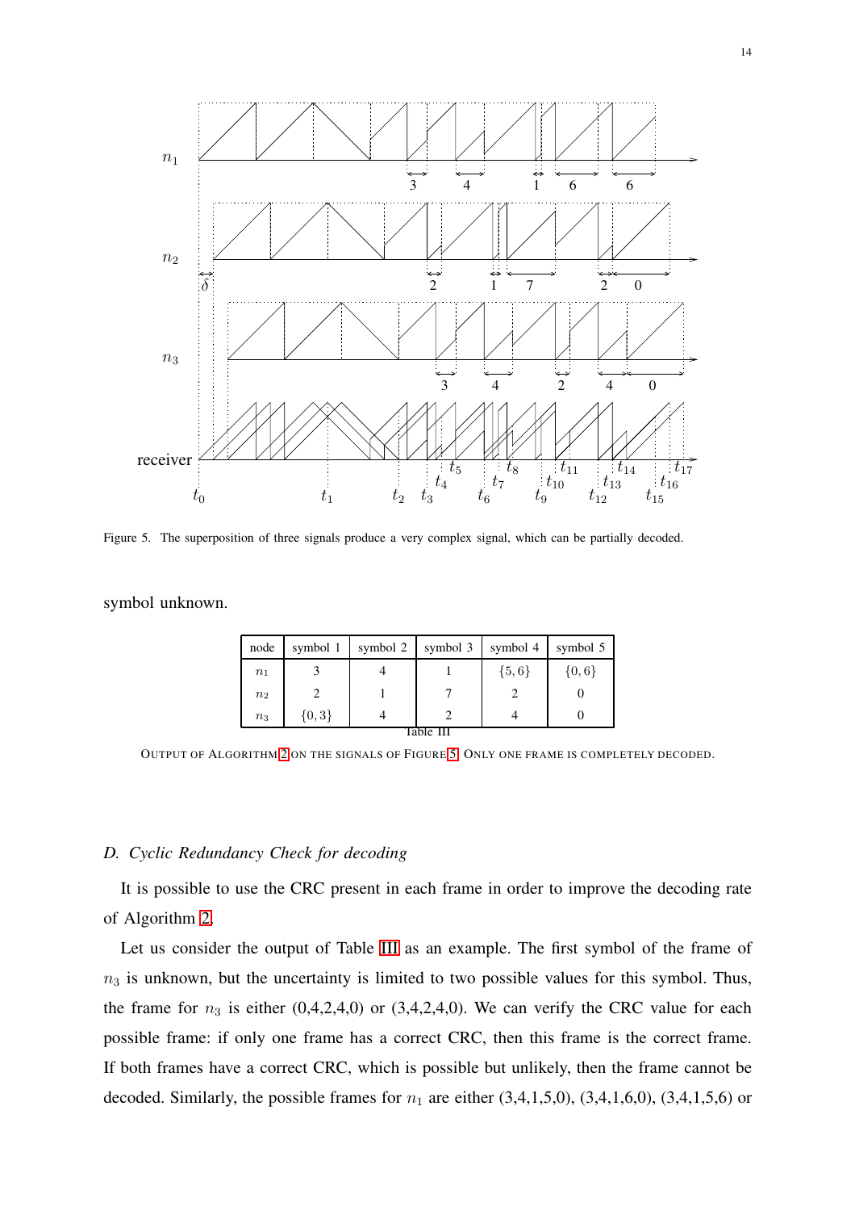Figure 5. The superposition of three signals produce a very complex signal, which can be partially decoded.

symbol unknown.

| node | symbol 1 | symbol 2 | symbol 3 | symbol 4 | symbol 5 |
|---|---|---|---|---|---|
| $n_1$ | 3 | 4 | 1 | $\{5, 6\}$ | $\{0, 6\}$ |
| $n_2$ | 2 | 1 | 7 | 2 | 0 |
| $n_3$ | $\{0, 3\}$ | 4 | 2 | 4 | 0 |

Table III

OUTPUT OF ALGORITHM 2 ON THE SIGNALS OF FIGURE 5. ONLY ONE FRAME IS COMPLETELY DECODED.

### D. Cyclic Redundancy Check for decoding

It is possible to use the CRC present in each frame in order to improve the decoding rate of Algorithm 2.

Let us consider the output of Table III as an example. The first symbol of the frame of $n_3$ is unknown, but the uncertainty is limited to two possible values for this symbol. Thus, the frame for $n_3$ is either (0,4,2,4,0) or (3,4,2,4,0). We can verify the CRC value for each possible frame: if only one frame has a correct CRC, then this frame is the correct frame. If both frames have a correct CRC, which is possible but unlikely, then the frame cannot be decoded. Similarly, the possible frames for $n_1$ are either (3,4,1,5,0), (3,4,1,6,0), (3,4,1,5,6) or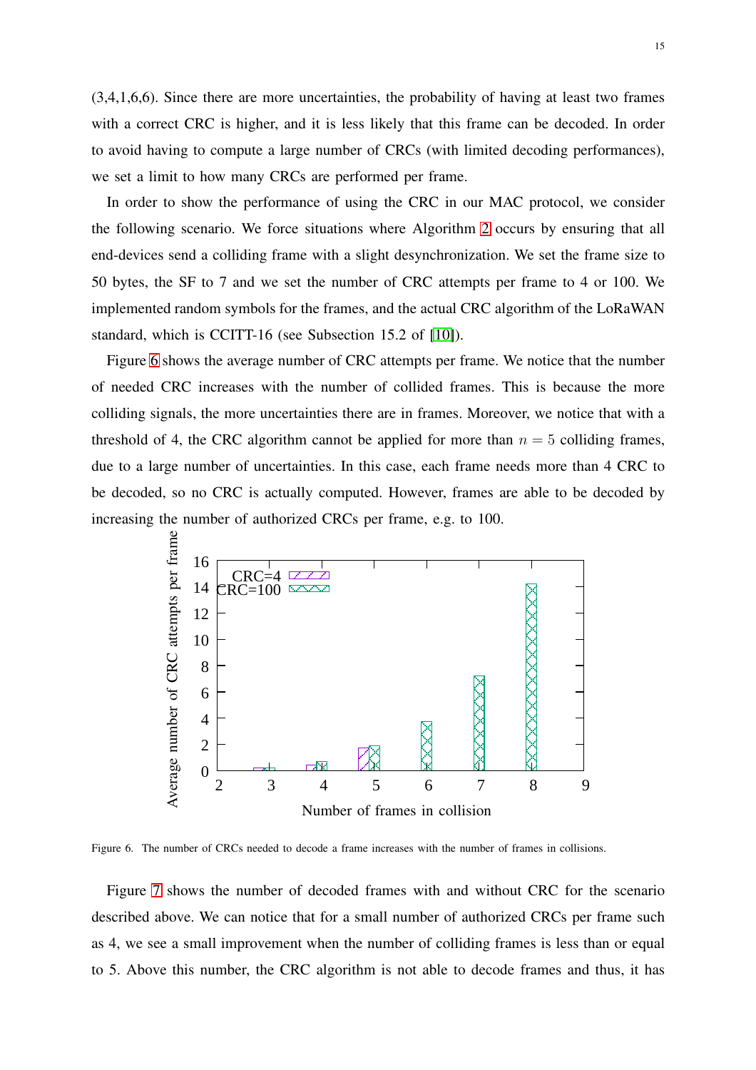(3,4,1,6,6). Since there are more uncertainties, the probability of having at least two frames with a correct CRC is higher, and it is less likely that this frame can be decoded. In order to avoid having to compute a large number of CRCs (with limited decoding performances), we set a limit to how many CRCs are performed per frame.

In order to show the performance of using the CRC in our MAC protocol, we consider the following scenario. We force situations where Algorithm 2 occurs by ensuring that all end-devices send a colliding frame with a slight desynchronization. We set the frame size to 50 bytes, the SF to 7 and we set the number of CRC attempts per frame to 4 or 100. We implemented random symbols for the frames, and the actual CRC algorithm of the LoRaWAN standard, which is CCITT-16 (see Subsection 15.2 of [10]).

Figure 6 shows the average number of CRC attempts per frame. We notice that the number of needed CRC increases with the number of collided frames. This is because the more colliding signals, the more uncertainties there are in frames. Moreover, we notice that with a threshold of 4, the CRC algorithm cannot be applied for more than $n = 5$ colliding frames, due to a large number of uncertainties. In this case, each frame needs more than 4 CRC to be decoded, so no CRC is actually computed. However, frames are able to be decoded by increasing the number of authorized CRCs per frame, e.g. to 100.

Figure 6. The number of CRCs needed to decode a frame increases with the number of frames in collisions.

Figure 7 shows the number of decoded frames with and without CRC for the scenario described above. We can notice that for a small number of authorized CRCs per frame such as 4, we see a small improvement when the number of colliding frames is less than or equal to 5. Above this number, the CRC algorithm is not able to decode frames and thus, it has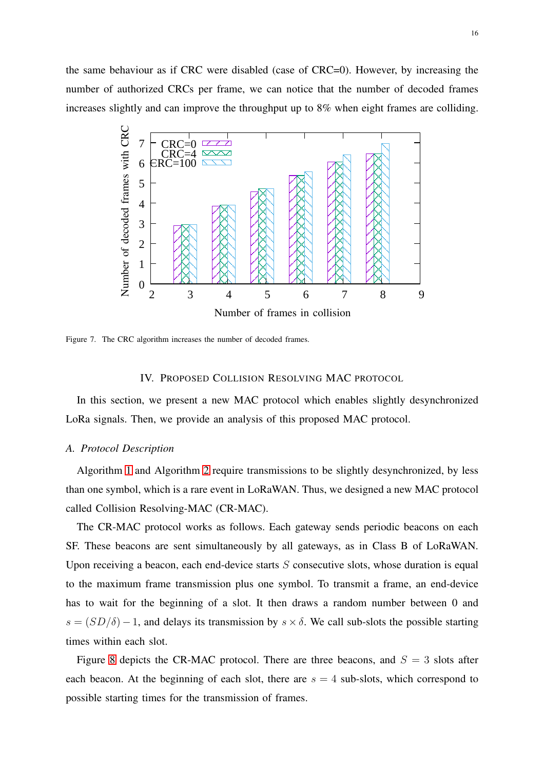the same behaviour as if CRC were disabled (case of CRC=0). However, by increasing the number of authorized CRCs per frame, we can notice that the number of decoded frames increases slightly and can improve the throughput up to 8% when eight frames are colliding.

Figure 7. The CRC algorithm increases the number of decoded frames.

## IV. Proposed Collision Resolving MAC protocol

In this section, we present a new MAC protocol which enables slightly desynchronized LoRa signals. Then, we provide an analysis of this proposed MAC protocol.

### A. Protocol Description

Algorithm 1 and Algorithm 2 require transmissions to be slightly desynchronized, by less than one symbol, which is a rare event in LoRaWAN. Thus, we designed a new MAC protocol called Collision Resolving-MAC (CR-MAC).

The CR-MAC protocol works as follows. Each gateway sends periodic beacons on each SF. These beacons are sent simultaneously by all gateways, as in Class B of LoRaWAN. Upon receiving a beacon, each end-device starts $S$ consecutive slots, whose duration is equal to the maximum frame transmission plus one symbol. To transmit a frame, an end-device has to wait for the beginning of a slot. It then draws a random number between 0 and $s = (SD/\delta) - 1$, and delays its transmission by $s \times \delta$. We call sub-slots the possible starting times within each slot.

Figure 8 depicts the CR-MAC protocol. There are three beacons, and $S = 3$ slots after each beacon. At the beginning of each slot, there are $s = 4$ sub-slots, which correspond to possible starting times for the transmission of frames.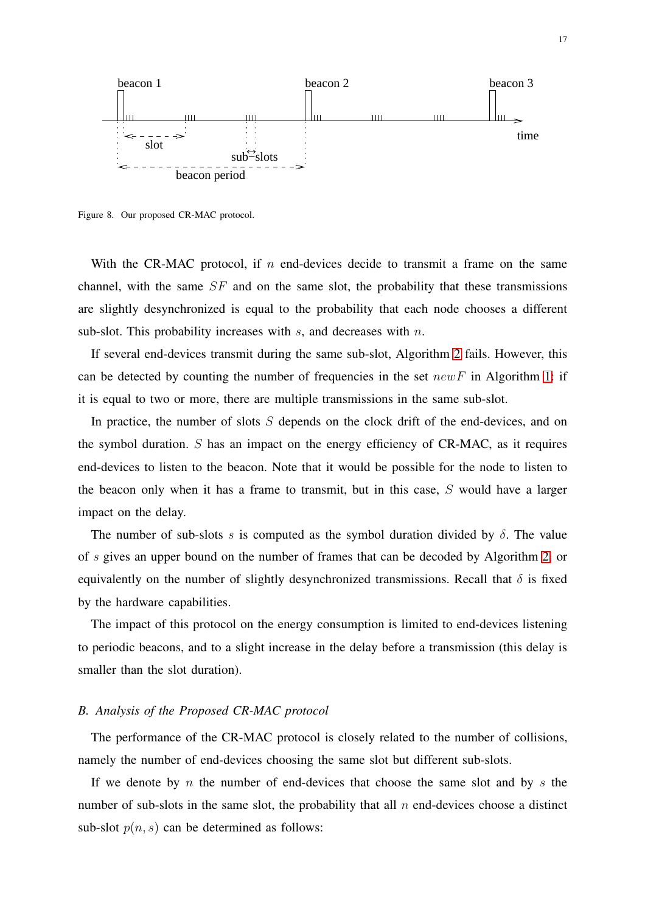Figure 8. Our proposed CR-MAC protocol.

With the CR-MAC protocol, if $n$ end-devices decide to transmit a frame on the same channel, with the same $SF$ and on the same slot, the probability that these transmissions are slightly desynchronized is equal to the probability that each node chooses a different sub-slot. This probability increases with $s$, and decreases with $n$.

If several end-devices transmit during the same sub-slot, Algorithm 2 fails. However, this can be detected by counting the number of frequencies in the set $newF$ in Algorithm 1: if it is equal to two or more, there are multiple transmissions in the same sub-slot.

In practice, the number of slots $S$ depends on the clock drift of the end-devices, and on the symbol duration. $S$ has an impact on the energy efficiency of CR-MAC, as it requires end-devices to listen to the beacon. Note that it would be possible for the node to listen to the beacon only when it has a frame to transmit, but in this case, $S$ would have a larger impact on the delay.

The number of sub-slots $s$ is computed as the symbol duration divided by $\delta$. The value of $s$ gives an upper bound on the number of frames that can be decoded by Algorithm 2, or equivalently on the number of slightly desynchronized transmissions. Recall that $\delta$ is fixed by the hardware capabilities.

The impact of this protocol on the energy consumption is limited to end-devices listening to periodic beacons, and to a slight increase in the delay before a transmission (this delay is smaller than the slot duration).

### B. Analysis of the Proposed CR-MAC protocol

The performance of the CR-MAC protocol is closely related to the number of collisions, namely the number of end-devices choosing the same slot but different sub-slots.

If we denote by $n$ the number of end-devices that choose the same slot and by $s$ the number of sub-slots in the same slot, the probability that all $n$ end-devices choose a distinct sub-slot $p(n, s)$ can be determined as follows: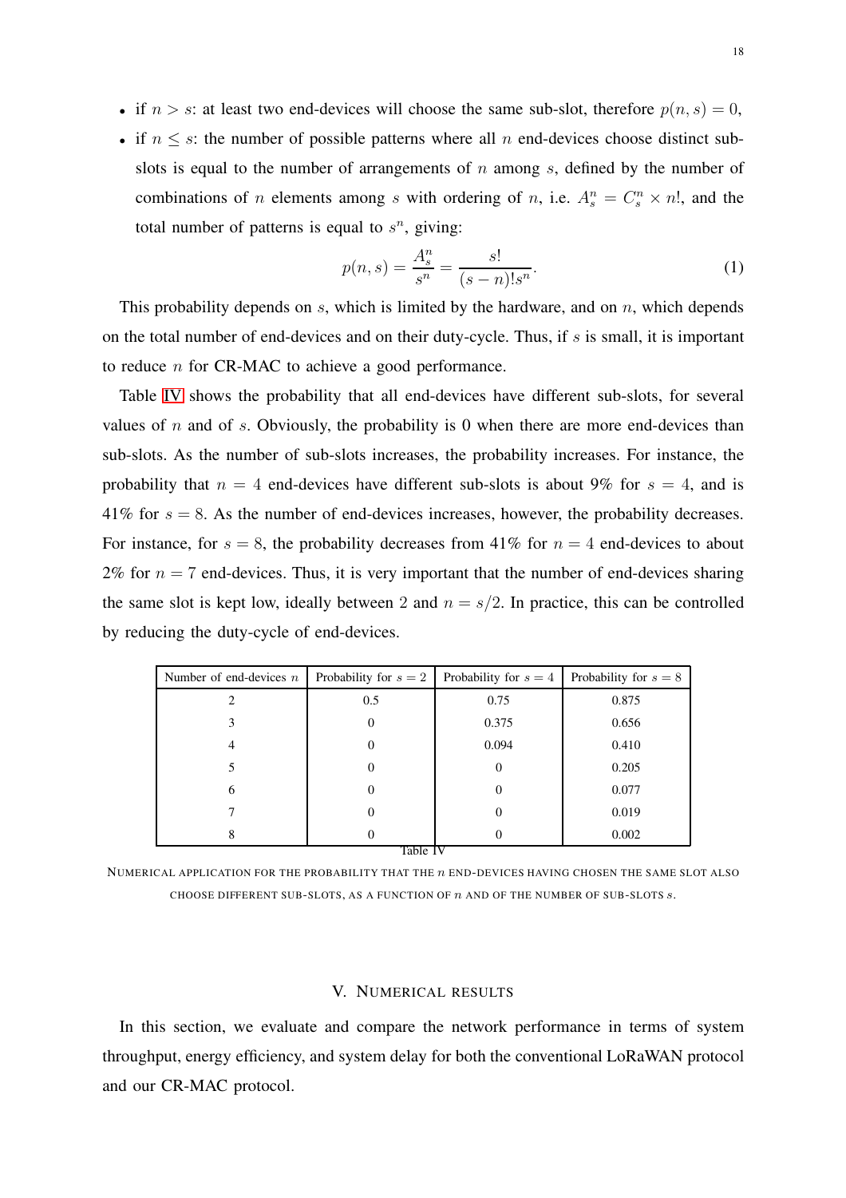- if $n > s$: at least two end-devices will choose the same sub-slot, therefore $p(n, s) = 0$,
- if $n \leq s$: the number of possible patterns where all $n$ end-devices choose distinct sub-slots is equal to the number of arrangements of $n$ among $s$, defined by the number of combinations of $n$ elements among $s$ with ordering of $n$, i.e. $A_s^n = C_s^n \times n!$, and the total number of patterns is equal to $s^n$, giving:

$$p(n, s) = \frac{A_s^n}{s^n} = \frac{s!}{(s-n)!s^n}. \tag{1}$$

This probability depends on $s$, which is limited by the hardware, and on $n$, which depends on the total number of end-devices and on their duty-cycle. Thus, if $s$ is small, it is important to reduce $n$ for CR-MAC to achieve a good performance.

Table IV shows the probability that all end-devices have different sub-slots, for several values of $n$ and of $s$. Obviously, the probability is 0 when there are more end-devices than sub-slots. As the number of sub-slots increases, the probability increases. For instance, the probability that $n = 4$ end-devices have different sub-slots is about 9% for $s = 4$, and is 41% for $s = 8$. As the number of end-devices increases, however, the probability decreases. For instance, for $s = 8$, the probability decreases from 41% for $n = 4$ end-devices to about 2% for $n = 7$ end-devices. Thus, it is very important that the number of end-devices sharing the same slot is kept low, ideally between 2 and $n = s/2$. In practice, this can be controlled by reducing the duty-cycle of end-devices.

| Number of end-devices $n$ | Probability for $s = 2$ | Probability for $s = 4$ | Probability for $s = 8$ |
|---|---|---|---|
| 2 | 0.5 | 0.75 | 0.875 |
| 3 | 0 | 0.375 | 0.656 |
| 4 | 0 | 0.094 | 0.410 |
| 5 | 0 | 0 | 0.205 |
| 6 | 0 | 0 | 0.077 |
| 7 | 0 | 0 | 0.019 |
| 8 | 0 | 0 | 0.002 |

Table IV

NUMERICAL APPLICATION FOR THE PROBABILITY THAT THE $n$ END-DEVICES HAVING CHOSEN THE SAME SLOT ALSO CHOOSE DIFFERENT SUB-SLOTS, AS A FUNCTION OF $n$ AND OF THE NUMBER OF SUB-SLOTS $s$.

## V. NUMERICAL RESULTS

In this section, we evaluate and compare the network performance in terms of system throughput, energy efficiency, and system delay for both the conventional LoRaWAN protocol and our CR-MAC protocol.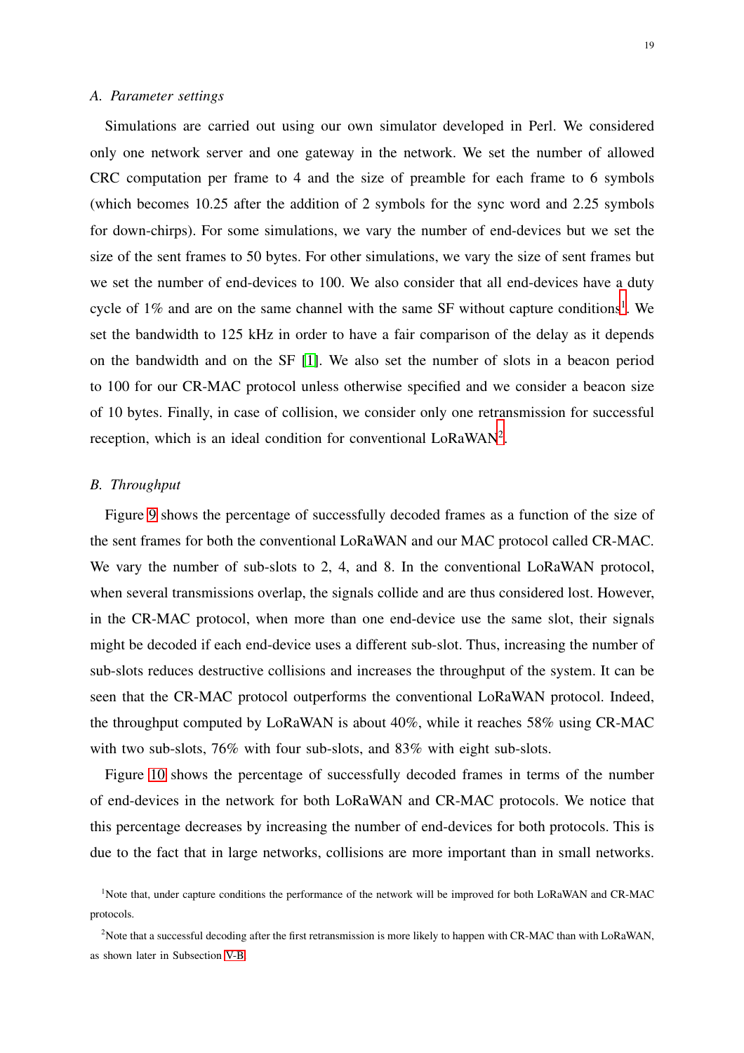### A. Parameter settings

Simulations are carried out using our own simulator developed in Perl. We considered only one network server and one gateway in the network. We set the number of allowed CRC computation per frame to 4 and the size of preamble for each frame to 6 symbols (which becomes 10.25 after the addition of 2 symbols for the sync word and 2.25 symbols for down-chirps). For some simulations, we vary the number of end-devices but we set the size of the sent frames to 50 bytes. For other simulations, we vary the size of sent frames but we set the number of end-devices to 100. We also consider that all end-devices have a duty cycle of 1% and are on the same channel with the same SF without capture conditions[1]. We set the bandwidth to 125 kHz in order to have a fair comparison of the delay as it depends on the bandwidth and on the SF [1]. We also set the number of slots in a beacon period to 100 for our CR-MAC protocol unless otherwise specified and we consider a beacon size of 10 bytes. Finally, in case of collision, we consider only one retransmission for successful reception, which is an ideal condition for conventional LoRaWAN[2].

### B. Throughput

Figure 9 shows the percentage of successfully decoded frames as a function of the size of the sent frames for both the conventional LoRaWAN and our MAC protocol called CR-MAC. We vary the number of sub-slots to 2, 4, and 8. In the conventional LoRaWAN protocol, when several transmissions overlap, the signals collide and are thus considered lost. However, in the CR-MAC protocol, when more than one end-device use the same slot, their signals might be decoded if each end-device uses a different sub-slot. Thus, increasing the number of sub-slots reduces destructive collisions and increases the throughput of the system. It can be seen that the CR-MAC protocol outperforms the conventional LoRaWAN protocol. Indeed, the throughput computed by LoRaWAN is about 40%, while it reaches 58% using CR-MAC with two sub-slots, 76% with four sub-slots, and 83% with eight sub-slots.

Figure 10 shows the percentage of successfully decoded frames in terms of the number of end-devices in the network for both LoRaWAN and CR-MAC protocols. We notice that this percentage decreases by increasing the number of end-devices for both protocols. This is due to the fact that in large networks, collisions are more important than in small networks.

[1]Note that, under capture conditions the performance of the network will be improved for both LoRaWAN and CR-MAC protocols.

[2]Note that a successful decoding after the first retransmission is more likely to happen with CR-MAC than with LoRaWAN, as shown later in Subsection V-B.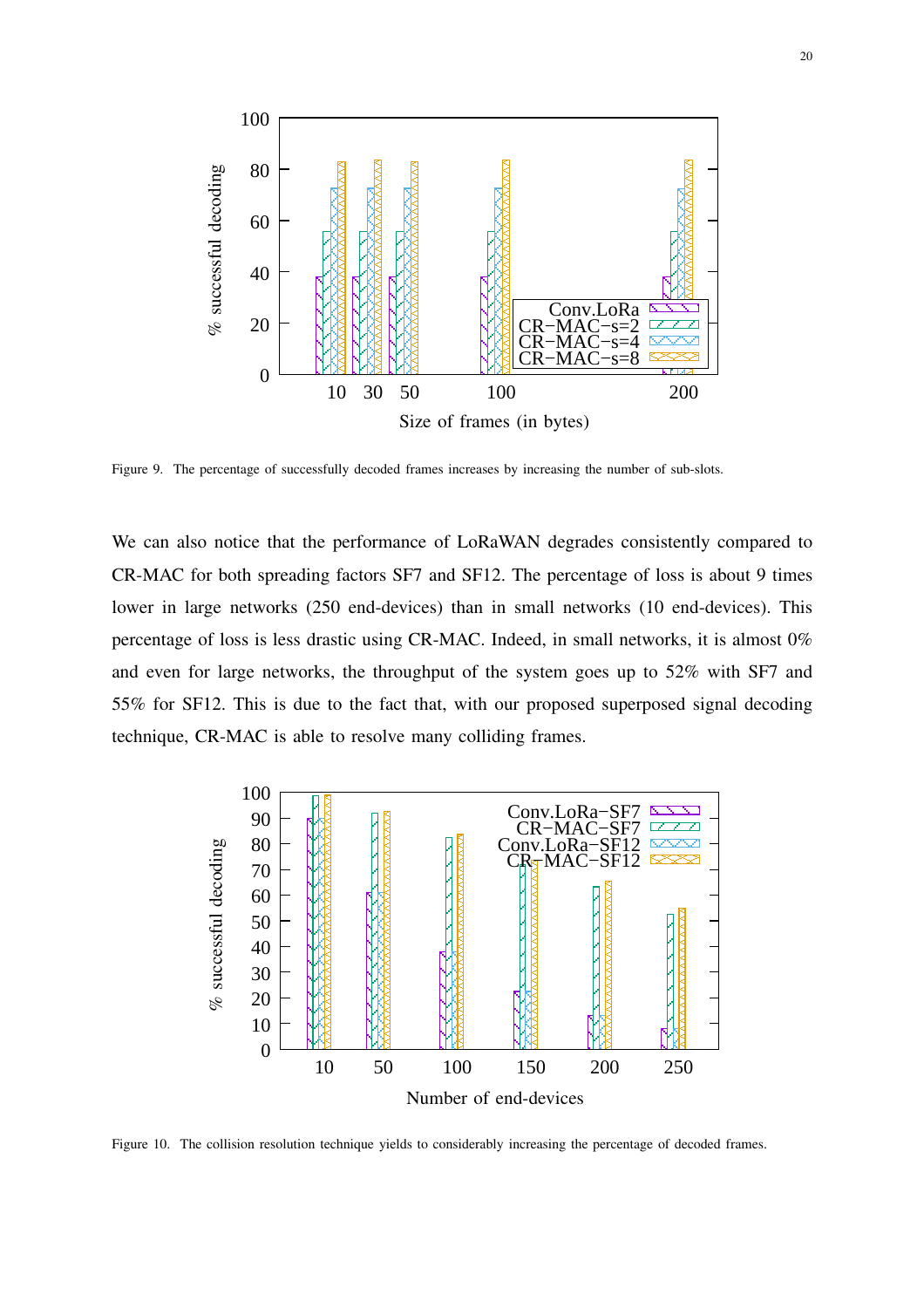Figure 9. The percentage of successfully decoded frames increases by increasing the number of sub-slots.

We can also notice that the performance of LoRaWAN degrades consistently compared to CR-MAC for both spreading factors SF7 and SF12. The percentage of loss is about 9 times lower in large networks (250 end-devices) than in small networks (10 end-devices). This percentage of loss is less drastic using CR-MAC. Indeed, in small networks, it is almost 0% and even for large networks, the throughput of the system goes up to 52% with SF7 and 55% for SF12. This is due to the fact that, with our proposed superposed signal decoding technique, CR-MAC is able to resolve many colliding frames.

Figure 10. The collision resolution technique yields to considerably increasing the percentage of decoded frames.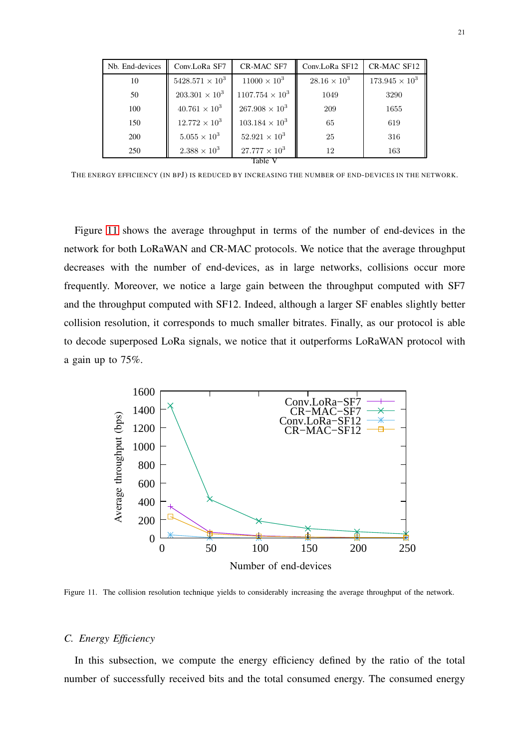| Nb. End-devices | Conv.LoRa SF7 | CR-MAC SF7 | Conv.LoRa SF12 | CR-MAC SF12 |
|---|---|---|---|---|
| 10 | $5428.571 \times 10^3$ | $11000 \times 10^3$ | $28.16 \times 10^3$ | $173.945 \times 10^3$ |
| 50 | $203.301 \times 10^3$ | $1107.754 \times 10^3$ | 1049 | 3290 |
| 100 | $40.761 \times 10^3$ | $267.908 \times 10^3$ | 209 | 1655 |
| 150 | $12.772 \times 10^3$ | $103.184 \times 10^3$ | 65 | 619 |
| 200 | $5.055 \times 10^3$ | $52.921 \times 10^3$ | 25 | 316 |
| 250 | $2.388 \times 10^3$ | $27.777 \times 10^3$ | 12 | 163 |

Table V

THE ENERGY EFFICIENCY (IN BPJ) IS REDUCED BY INCREASING THE NUMBER OF END-DEVICES IN THE NETWORK.

Figure 11 shows the average throughput in terms of the number of end-devices in the network for both LoRaWAN and CR-MAC protocols. We notice that the average throughput decreases with the number of end-devices, as in large networks, collisions occur more frequently. Moreover, we notice a large gain between the throughput computed with SF7 and the throughput computed with SF12. Indeed, although a larger SF enables slightly better collision resolution, it corresponds to much smaller bitrates. Finally, as our protocol is able to decode superposed LoRa signals, we notice that it outperforms LoRaWAN protocol with a gain up to 75%.

Figure 11. The collision resolution technique yields to considerably increasing the average throughput of the network.

### C. Energy Efficiency

In this subsection, we compute the energy efficiency defined by the ratio of the total number of successfully received bits and the total consumed energy. The consumed energy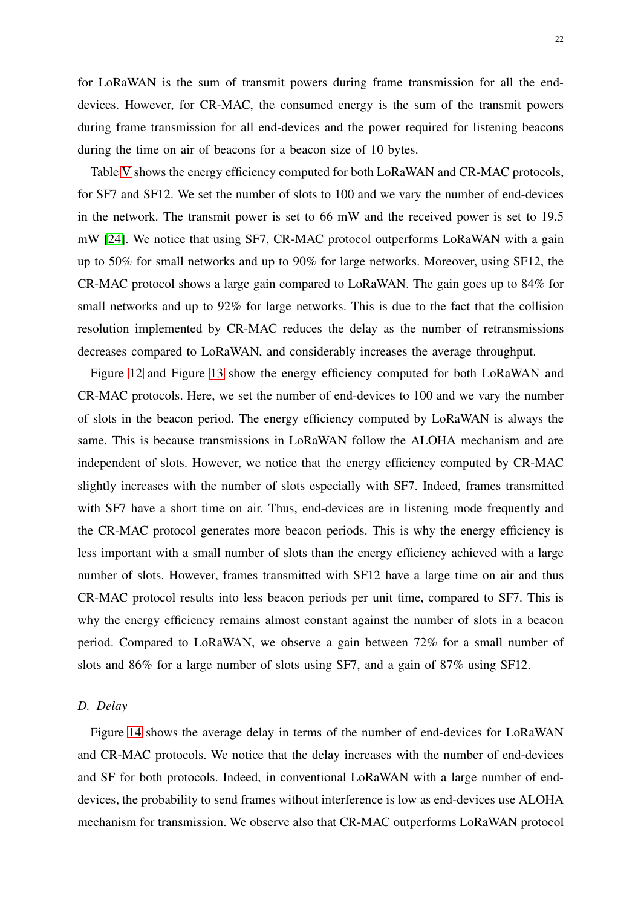for LoRaWAN is the sum of transmit powers during frame transmission for all the end-devices. However, for CR-MAC, the consumed energy is the sum of the transmit powers during frame transmission for all end-devices and the power required for listening beacons during the time on air of beacons for a beacon size of 10 bytes.

Table V shows the energy efficiency computed for both LoRaWAN and CR-MAC protocols, for SF7 and SF12. We set the number of slots to 100 and we vary the number of end-devices in the network. The transmit power is set to 66 mW and the received power is set to 19.5 mW [24]. We notice that using SF7, CR-MAC protocol outperforms LoRaWAN with a gain up to 50% for small networks and up to 90% for large networks. Moreover, using SF12, the CR-MAC protocol shows a large gain compared to LoRaWAN. The gain goes up to 84% for small networks and up to 92% for large networks. This is due to the fact that the collision resolution implemented by CR-MAC reduces the delay as the number of retransmissions decreases compared to LoRaWAN, and considerably increases the average throughput.

Figure 12 and Figure 13 show the energy efficiency computed for both LoRaWAN and CR-MAC protocols. Here, we set the number of end-devices to 100 and we vary the number of slots in the beacon period. The energy efficiency computed by LoRaWAN is always the same. This is because transmissions in LoRaWAN follow the ALOHA mechanism and are independent of slots. However, we notice that the energy efficiency computed by CR-MAC slightly increases with the number of slots especially with SF7. Indeed, frames transmitted with SF7 have a short time on air. Thus, end-devices are in listening mode frequently and the CR-MAC protocol generates more beacon periods. This is why the energy efficiency is less important with a small number of slots than the energy efficiency achieved with a large number of slots. However, frames transmitted with SF12 have a large time on air and thus CR-MAC protocol results into less beacon periods per unit time, compared to SF7. This is why the energy efficiency remains almost constant against the number of slots in a beacon period. Compared to LoRaWAN, we observe a gain between 72% for a small number of slots and 86% for a large number of slots using SF7, and a gain of 87% using SF12.

### *D. Delay*

Figure 14 shows the average delay in terms of the number of end-devices for LoRaWAN and CR-MAC protocols. We notice that the delay increases with the number of end-devices and SF for both protocols. Indeed, in conventional LoRaWAN with a large number of end-devices, the probability to send frames without interference is low as end-devices use ALOHA mechanism for transmission. We observe also that CR-MAC outperforms LoRaWAN protocol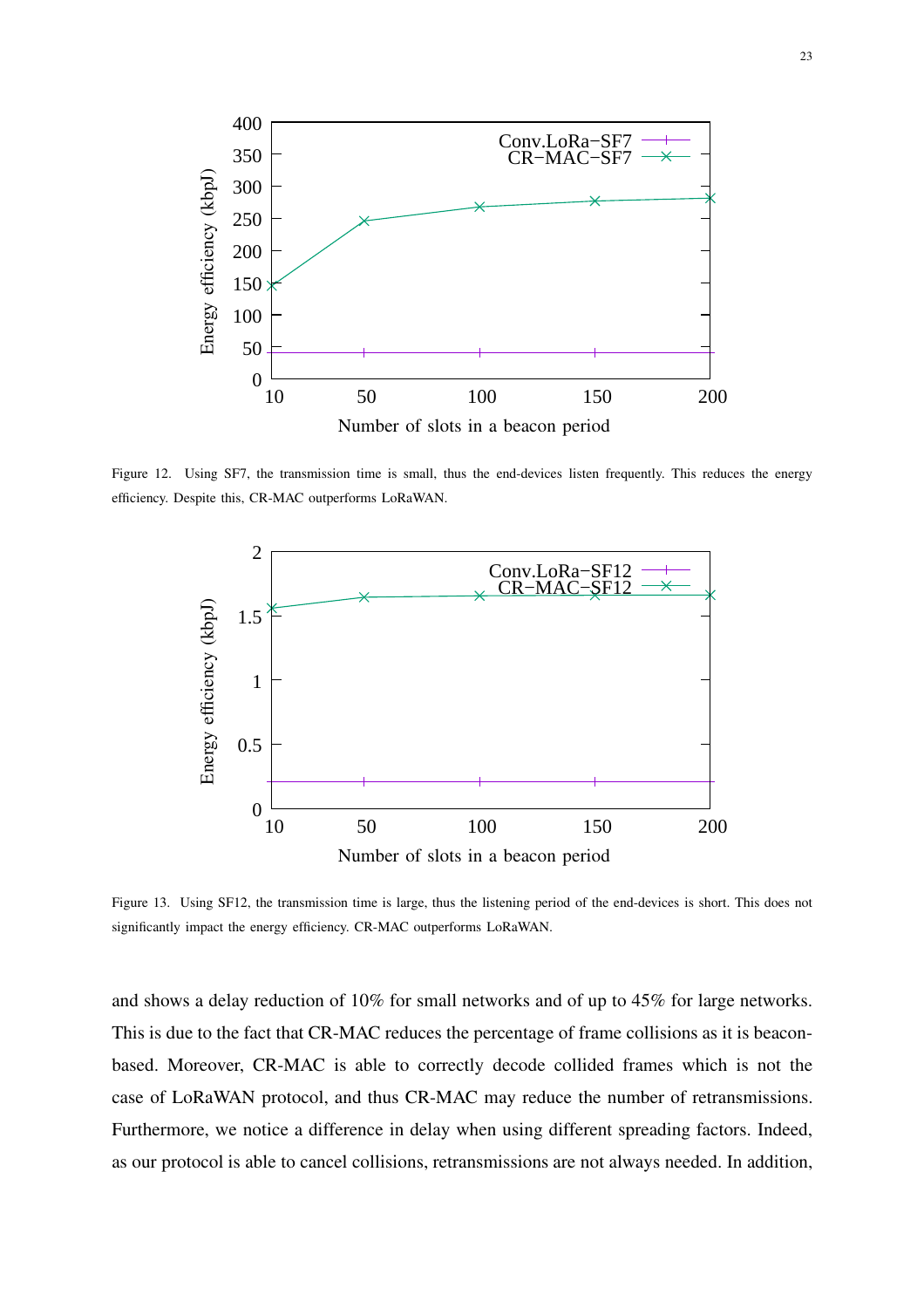Figure 12. Using SF7, the transmission time is small, thus the end-devices listen frequently. This reduces the energy efficiency. Despite this, CR-MAC outperforms LoRaWAN.

Figure 13. Using SF12, the transmission time is large, thus the listening period of the end-devices is short. This does not significantly impact the energy efficiency. CR-MAC outperforms LoRaWAN.

and shows a delay reduction of 10% for small networks and of up to 45% for large networks. This is due to the fact that CR-MAC reduces the percentage of frame collisions as it is beacon-based. Moreover, CR-MAC is able to correctly decode collided frames which is not the case of LoRaWAN protocol, and thus CR-MAC may reduce the number of retransmissions. Furthermore, we notice a difference in delay when using different spreading factors. Indeed, as our protocol is able to cancel collisions, retransmissions are not always needed. In addition,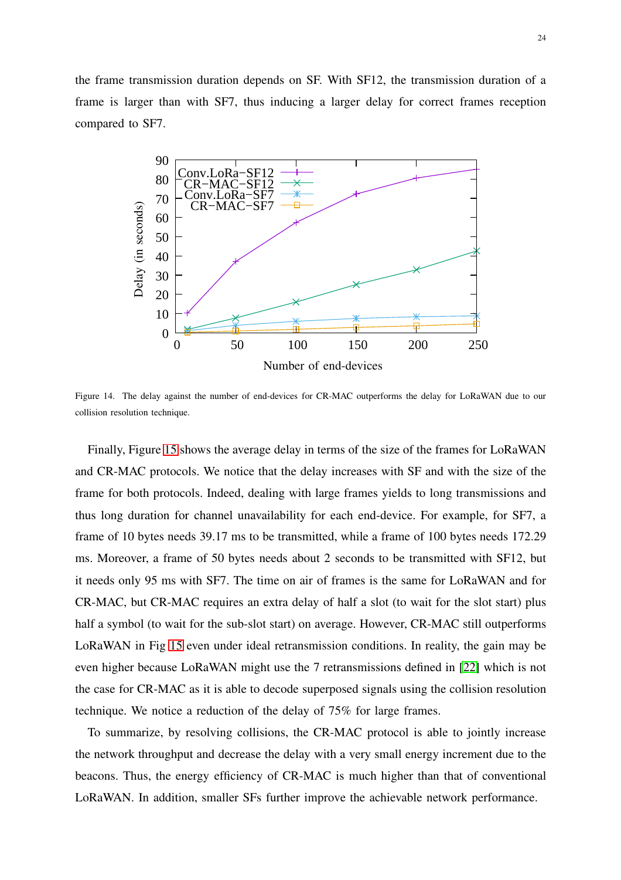the frame transmission duration depends on SF. With SF12, the transmission duration of a frame is larger than with SF7, thus inducing a larger delay for correct frames reception compared to SF7.

Figure 14. The delay against the number of end-devices for CR-MAC outperforms the delay for LoRaWAN due to our collision resolution technique.

Finally, Figure 15 shows the average delay in terms of the size of the frames for LoRaWAN and CR-MAC protocols. We notice that the delay increases with SF and with the size of the frame for both protocols. Indeed, dealing with large frames yields to long transmissions and thus long duration for channel unavailability for each end-device. For example, for SF7, a frame of 10 bytes needs 39.17 ms to be transmitted, while a frame of 100 bytes needs 172.29 ms. Moreover, a frame of 50 bytes needs about 2 seconds to be transmitted with SF12, but it needs only 95 ms with SF7. The time on air of frames is the same for LoRaWAN and for CR-MAC, but CR-MAC requires an extra delay of half a slot (to wait for the slot start) plus half a symbol (to wait for the sub-slot start) on average. However, CR-MAC still outperforms LoRaWAN in Fig 15 even under ideal retransmission conditions. In reality, the gain may be even higher because LoRaWAN might use the 7 retransmissions defined in [22] which is not the case for CR-MAC as it is able to decode superposed signals using the collision resolution technique. We notice a reduction of the delay of 75% for large frames.

To summarize, by resolving collisions, the CR-MAC protocol is able to jointly increase the network throughput and decrease the delay with a very small energy increment due to the beacons. Thus, the energy efficiency of CR-MAC is much higher than that of conventional LoRaWAN. In addition, smaller SFs further improve the achievable network performance.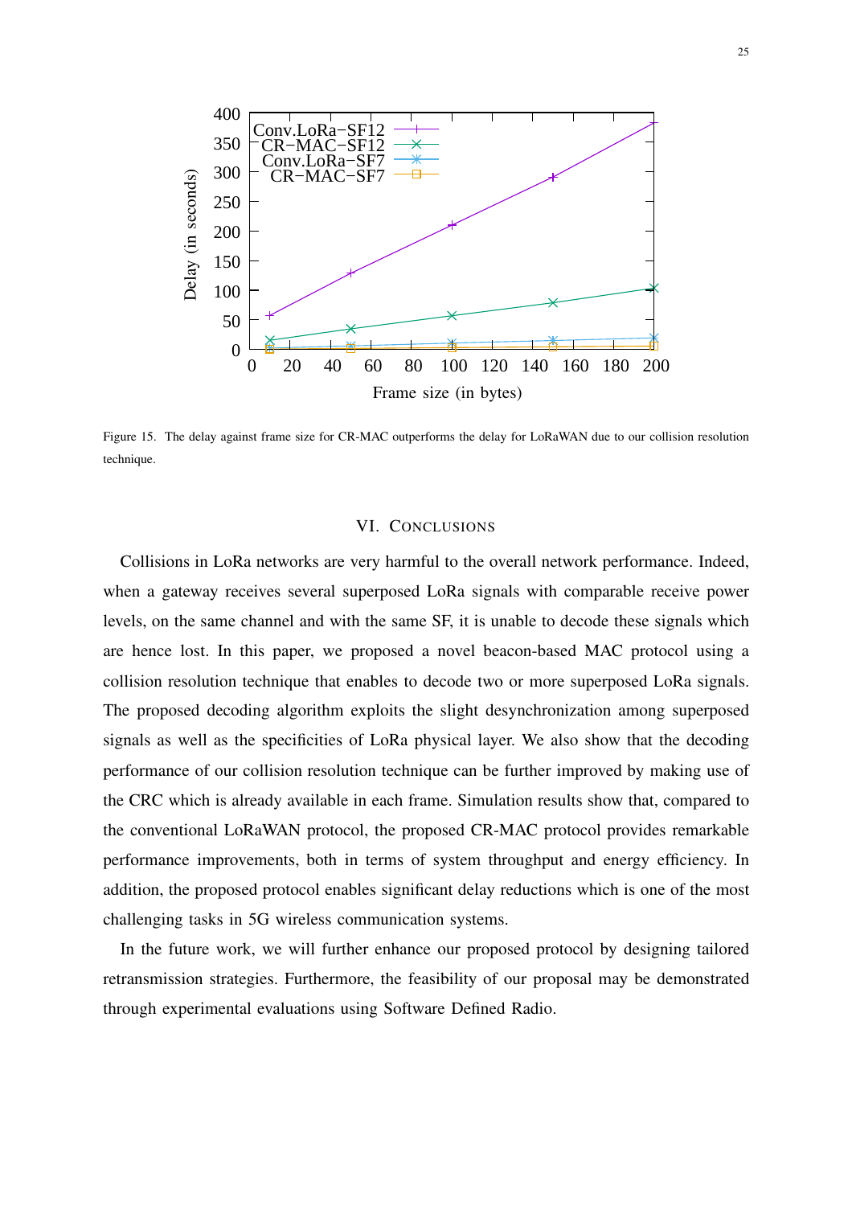Figure 15. The delay against frame size for CR-MAC outperforms the delay for LoRaWAN due to our collision resolution technique.

## VI. CONCLUSIONS

Collisions in LoRa networks are very harmful to the overall network performance. Indeed, when a gateway receives several superposed LoRa signals with comparable receive power levels, on the same channel and with the same SF, it is unable to decode these signals which are hence lost. In this paper, we proposed a novel beacon-based MAC protocol using a collision resolution technique that enables to decode two or more superposed LoRa signals. The proposed decoding algorithm exploits the slight desynchronization among superposed signals as well as the specificities of LoRa physical layer. We also show that the decoding performance of our collision resolution technique can be further improved by making use of the CRC which is already available in each frame. Simulation results show that, compared to the conventional LoRaWAN protocol, the proposed CR-MAC protocol provides remarkable performance improvements, both in terms of system throughput and energy efficiency. In addition, the proposed protocol enables significant delay reductions which is one of the most challenging tasks in 5G wireless communication systems.

In the future work, we will further enhance our proposed protocol by designing tailored retransmission strategies. Furthermore, the feasibility of our proposal may be demonstrated through experimental evaluations using Software Defined Radio.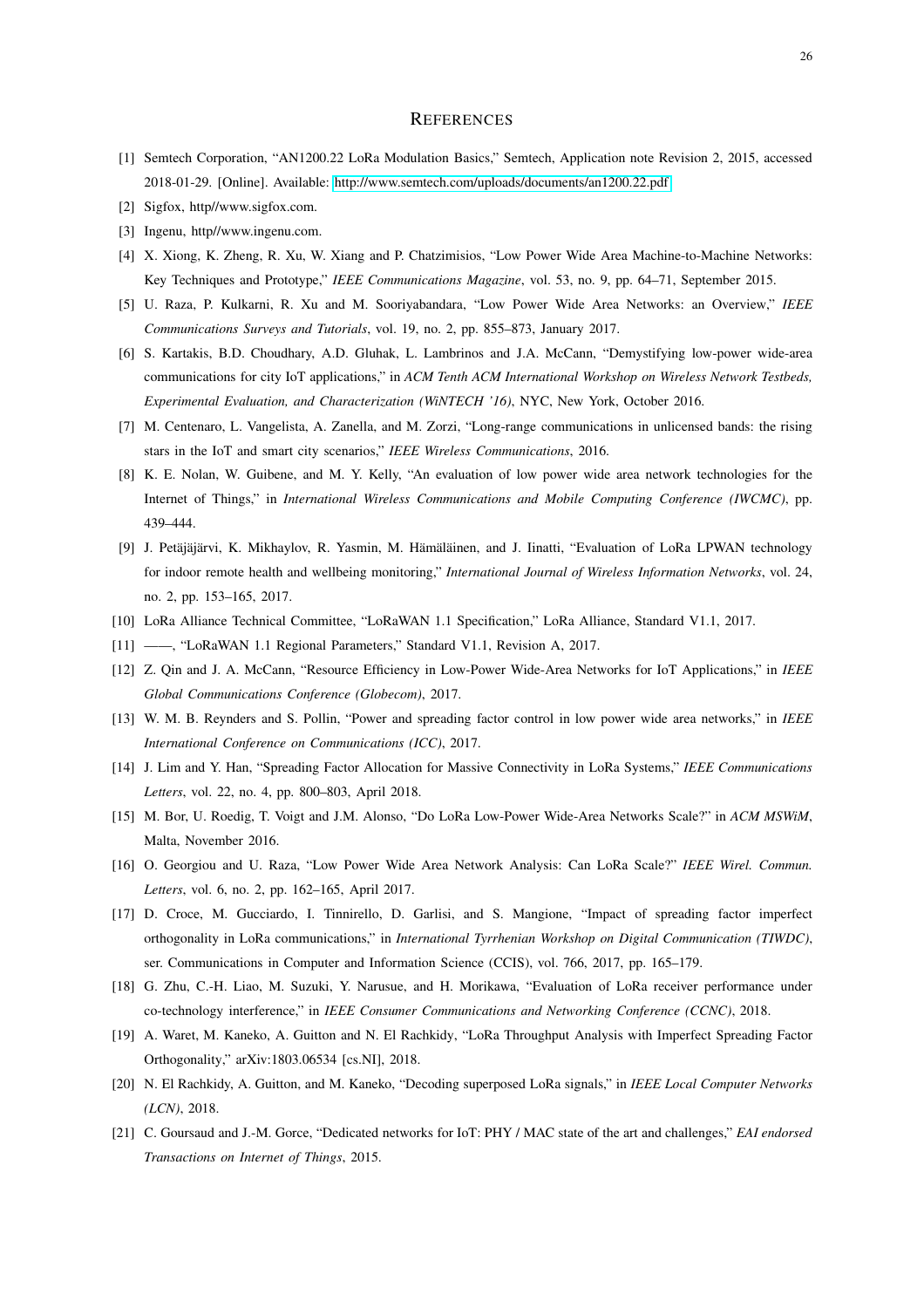# REFERENCES

[1] Semtech Corporation, "AN1200.22 LoRa Modulation Basics," Semtech, Application note Revision 2, 2015, accessed 2018-01-29. [Online]. Available: http://www.semtech.com/uploads/documents/an1200.22.pdf

[2] Sigfox, http//www.sigfox.com.

[3] Ingenu, http//www.ingenu.com.

[4] X. Xiong, K. Zheng, R. Xu, W. Xiang and P. Chatzimisios, "Low Power Wide Area Machine-to-Machine Networks: Key Techniques and Prototype," *IEEE Communications Magazine*, vol. 53, no. 9, pp. 64–71, September 2015.

[5] U. Raza, P. Kulkarni, R. Xu and M. Sooriyabandara, "Low Power Wide Area Networks: an Overview," *IEEE Communications Surveys and Tutorials*, vol. 19, no. 2, pp. 855–873, January 2017.

[6] S. Kartakis, B.D. Choudhary, A.D. Gluhak, L. Lambrinos and J.A. McCann, "Demystifying low-power wide-area communications for city IoT applications," in *ACM Tenth ACM International Workshop on Wireless Network Testbeds, Experimental Evaluation, and Characterization (WiNTECH '16)*, NYC, New York, October 2016.

[7] M. Centenaro, L. Vangelista, A. Zanella, and M. Zorzi, "Long-range communications in unlicensed bands: the rising stars in the IoT and smart city scenarios," *IEEE Wireless Communications*, 2016.

[8] K. E. Nolan, W. Guibene, and M. Y. Kelly, "An evaluation of low power wide area network technologies for the Internet of Things," in *International Wireless Communications and Mobile Computing Conference (IWCMC)*, pp. 439–444.

[9] J. Petäjäjärvi, K. Mikhaylov, R. Yasmin, M. Hämäläinen, and J. Iinatti, "Evaluation of LoRa LPWAN technology for indoor remote health and wellbeing monitoring," *International Journal of Wireless Information Networks*, vol. 24, no. 2, pp. 153–165, 2017.

[10] LoRa Alliance Technical Committee, "LoRaWAN 1.1 Specification," LoRa Alliance, Standard V1.1, 2017.

[11] ——, "LoRaWAN 1.1 Regional Parameters," Standard V1.1, Revision A, 2017.

[12] Z. Qin and J. A. McCann, "Resource Efficiency in Low-Power Wide-Area Networks for IoT Applications," in *IEEE Global Communications Conference (Globecom)*, 2017.

[13] W. M. B. Reynders and S. Pollin, "Power and spreading factor control in low power wide area networks," in *IEEE International Conference on Communications (ICC)*, 2017.

[14] J. Lim and Y. Han, "Spreading Factor Allocation for Massive Connectivity in LoRa Systems," *IEEE Communications Letters*, vol. 22, no. 4, pp. 800–803, April 2018.

[15] M. Bor, U. Roedig, T. Voigt and J.M. Alonso, "Do LoRa Low-Power Wide-Area Networks Scale?" in *ACM MSWiM*, Malta, November 2016.

[16] O. Georgiou and U. Raza, "Low Power Wide Area Network Analysis: Can LoRa Scale?" *IEEE Wirel. Commun. Letters*, vol. 6, no. 2, pp. 162–165, April 2017.

[17] D. Croce, M. Gucciardo, I. Tinnirello, D. Garlisi, and S. Mangione, "Impact of spreading factor imperfect orthogonality in LoRa communications," in *International Tyrrhenian Workshop on Digital Communication (TIWDC)*, ser. Communications in Computer and Information Science (CCIS), vol. 766, 2017, pp. 165–179.

[18] G. Zhu, C.-H. Liao, M. Suzuki, Y. Narusue, and H. Morikawa, "Evaluation of LoRa receiver performance under co-technology interference," in *IEEE Consumer Communications and Networking Conference (CCNC)*, 2018.

[19] A. Waret, M. Kaneko, A. Guitton and N. El Rachkidy, "LoRa Throughput Analysis with Imperfect Spreading Factor Orthogonality," arXiv:1803.06534 [cs.NI], 2018.

[20] N. El Rachkidy, A. Guitton, and M. Kaneko, "Decoding superposed LoRa signals," in *IEEE Local Computer Networks (LCN)*, 2018.

[21] C. Goursaud and J.-M. Gorce, "Dedicated networks for IoT: PHY / MAC state of the art and challenges," *EAI endorsed Transactions on Internet of Things*, 2015.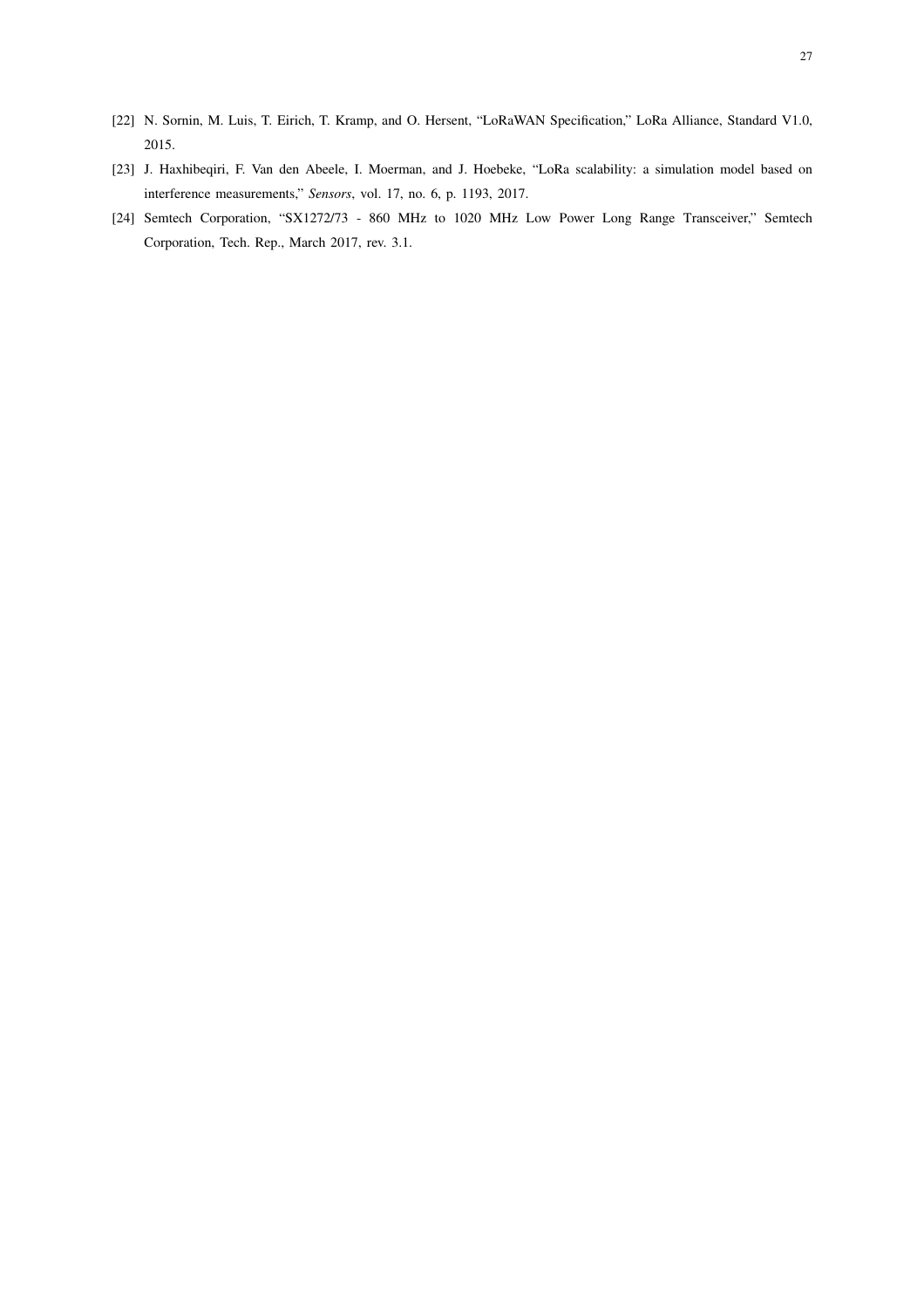[22] N. Sornin, M. Luis, T. Eirich, T. Kramp, and O. Hersent, "LoRaWAN Specification," LoRa Alliance, Standard V1.0, 2015.

[23] J. Haxhibeqiri, F. Van den Abeele, I. Moerman, and J. Hoebeke, "LoRa scalability: a simulation model based on interference measurements," *Sensors*, vol. 17, no. 6, p. 1193, 2017.

[24] Semtech Corporation, "SX1272/73 - 860 MHz to 1020 MHz Low Power Long Range Transceiver," Semtech Corporation, Tech. Rep., March 2017, rev. 3.1.